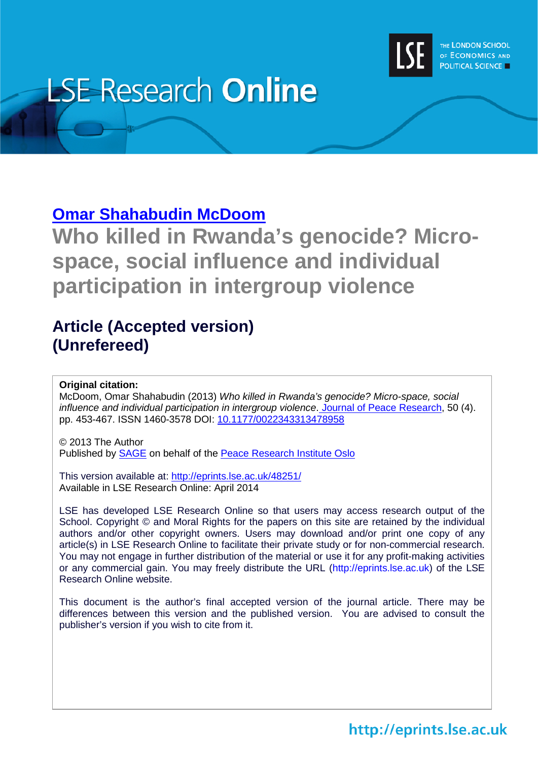LSE Research **Online**

THE LONDON SCHOOL OF ECONOMICS AND POLITICAL SCIENCE

**Omar Shahabudin McDoom**

# Who killed in Rwanda's genocide? Micro-space, social influence and individual participation in intergroup violence

## Article (Accepted version) (Unrefereed)

**Original citation:**
McDoom, Omar Shahabudin (2013) *Who killed in Rwanda's genocide? Micro-space, social influence and individual participation in intergroup violence*. Journal of Peace Research, 50 (4). pp. 453-467. ISSN 1460-3578 DOI: 10.1177/0022343313478958

© 2013 The Author
Published by SAGE on behalf of the Peace Research Institute Oslo

This version available at: http://eprints.lse.ac.uk/48251/
Available in LSE Research Online: April 2014

LSE has developed LSE Research Online so that users may access research output of the School. Copyright © and Moral Rights for the papers on this site are retained by the individual authors and/or other copyright owners. Users may download and/or print one copy of any article(s) in LSE Research Online to facilitate their private study or for non-commercial research. You may not engage in further distribution of the material or use it for any profit-making activities or any commercial gain. You may freely distribute the URL (http://eprints.lse.ac.uk) of the LSE Research Online website.

This document is the author's final accepted version of the journal article. There may be differences between this version and the published version. You are advised to consult the publisher's version if you wish to cite from it.

http://eprints.lse.ac.uk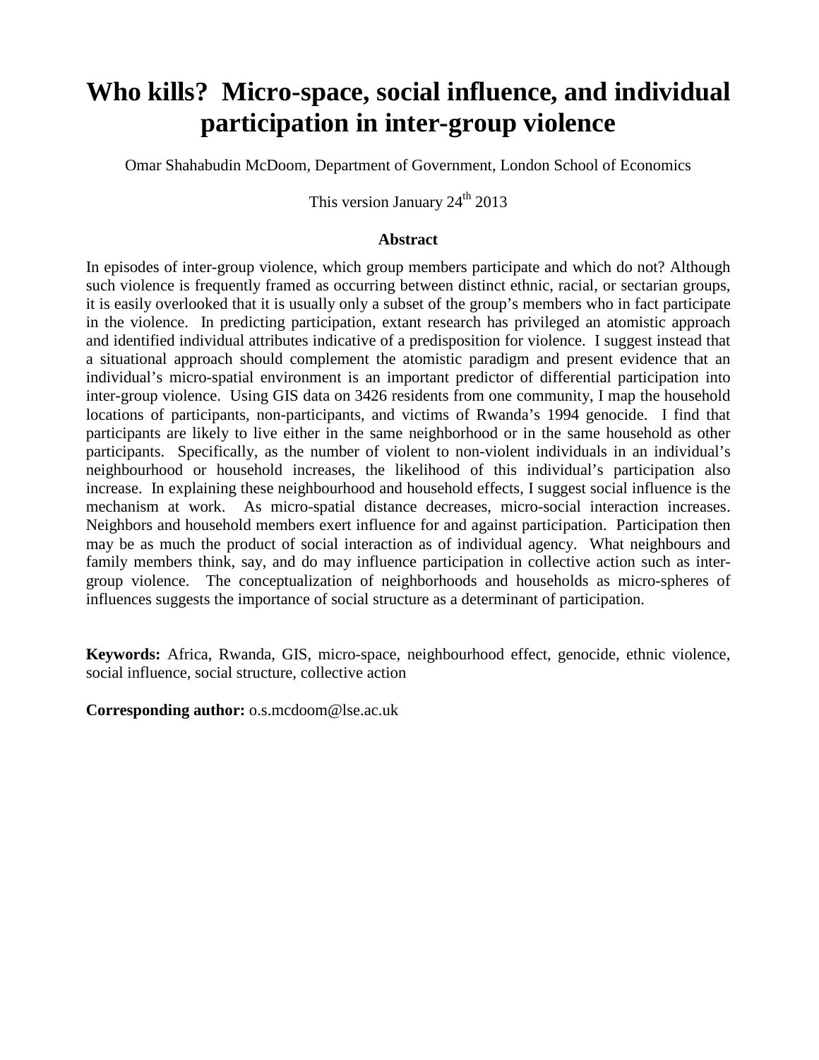# Who kills? Micro-space, social influence, and individual participation in inter-group violence

Omar Shahabudin McDoom, Department of Government, London School of Economics

This version January 24th 2013

### Abstract

In episodes of inter-group violence, which group members participate and which do not? Although such violence is frequently framed as occurring between distinct ethnic, racial, or sectarian groups, it is easily overlooked that it is usually only a subset of the group's members who in fact participate in the violence. In predicting participation, extant research has privileged an atomistic approach and identified individual attributes indicative of a predisposition for violence. I suggest instead that a situational approach should complement the atomistic paradigm and present evidence that an individual's micro-spatial environment is an important predictor of differential participation into inter-group violence. Using GIS data on 3426 residents from one community, I map the household locations of participants, non-participants, and victims of Rwanda's 1994 genocide. I find that participants are likely to live either in the same neighborhood or in the same household as other participants. Specifically, as the number of violent to non-violent individuals in an individual's neighbourhood or household increases, the likelihood of this individual's participation also increase. In explaining these neighbourhood and household effects, I suggest social influence is the mechanism at work. As micro-spatial distance decreases, micro-social interaction increases. Neighbors and household members exert influence for and against participation. Participation then may be as much the product of social interaction as of individual agency. What neighbours and family members think, say, and do may influence participation in collective action such as inter-group violence. The conceptualization of neighborhoods and households as micro-spheres of influences suggests the importance of social structure as a determinant of participation.

**Keywords:** Africa, Rwanda, GIS, micro-space, neighbourhood effect, genocide, ethnic violence, social influence, social structure, collective action

**Corresponding author:** o.s.mcdoom@lse.ac.uk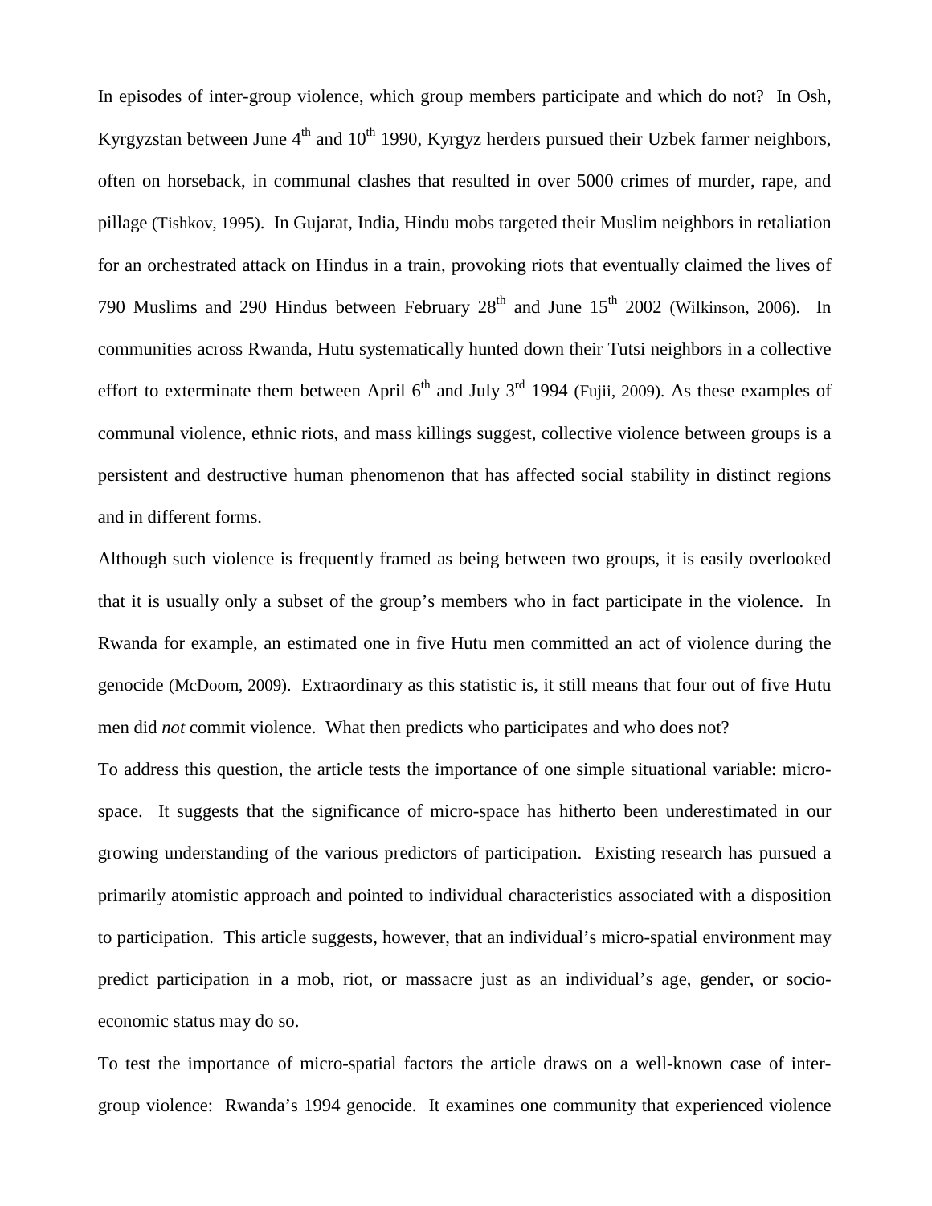In episodes of inter-group violence, which group members participate and which do not? In Osh, Kyrgyzstan between June 4th and 10th 1990, Kyrgyz herders pursued their Uzbek farmer neighbors, often on horseback, in communal clashes that resulted in over 5000 crimes of murder, rape, and pillage (Tishkov, 1995). In Gujarat, India, Hindu mobs targeted their Muslim neighbors in retaliation for an orchestrated attack on Hindus in a train, provoking riots that eventually claimed the lives of 790 Muslims and 290 Hindus between February 28th and June 15th 2002 (Wilkinson, 2006). In communities across Rwanda, Hutu systematically hunted down their Tutsi neighbors in a collective effort to exterminate them between April 6th and July 3rd 1994 (Fujii, 2009). As these examples of communal violence, ethnic riots, and mass killings suggest, collective violence between groups is a persistent and destructive human phenomenon that has affected social stability in distinct regions and in different forms.

Although such violence is frequently framed as being between two groups, it is easily overlooked that it is usually only a subset of the group's members who in fact participate in the violence. In Rwanda for example, an estimated one in five Hutu men committed an act of violence during the genocide (McDoom, 2009). Extraordinary as this statistic is, it still means that four out of five Hutu men did *not* commit violence. What then predicts who participates and who does not?

To address this question, the article tests the importance of one simple situational variable: micro-space. It suggests that the significance of micro-space has hitherto been underestimated in our growing understanding of the various predictors of participation. Existing research has pursued a primarily atomistic approach and pointed to individual characteristics associated with a disposition to participation. This article suggests, however, that an individual's micro-spatial environment may predict participation in a mob, riot, or massacre just as an individual's age, gender, or socio-economic status may do so.

To test the importance of micro-spatial factors the article draws on a well-known case of inter-group violence: Rwanda's 1994 genocide. It examines one community that experienced violence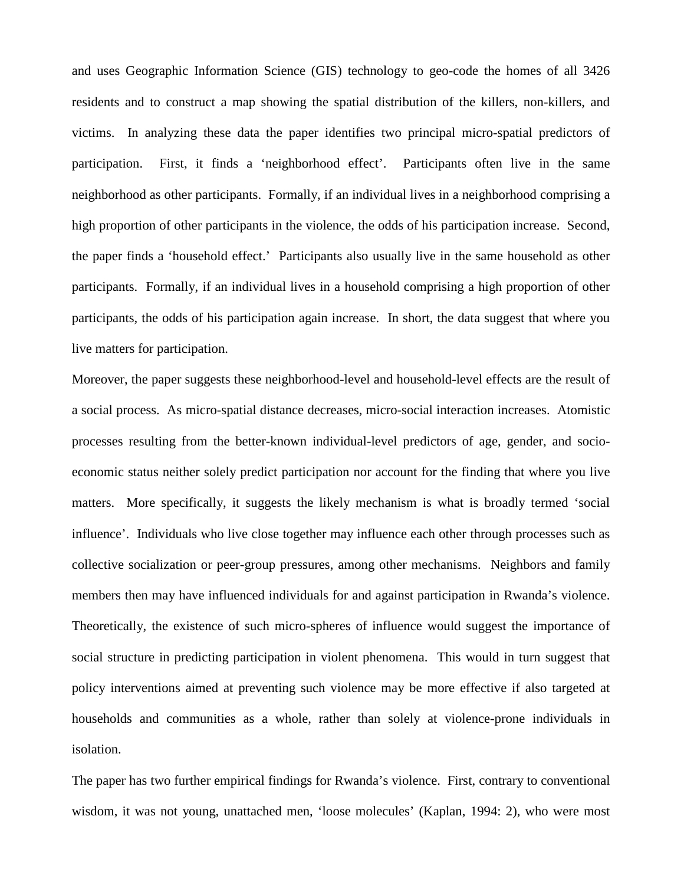and uses Geographic Information Science (GIS) technology to geo-code the homes of all 3426 residents and to construct a map showing the spatial distribution of the killers, non-killers, and victims. In analyzing these data the paper identifies two principal micro-spatial predictors of participation. First, it finds a 'neighborhood effect'. Participants often live in the same neighborhood as other participants. Formally, if an individual lives in a neighborhood comprising a high proportion of other participants in the violence, the odds of his participation increase. Second, the paper finds a 'household effect.' Participants also usually live in the same household as other participants. Formally, if an individual lives in a household comprising a high proportion of other participants, the odds of his participation again increase. In short, the data suggest that where you live matters for participation.

Moreover, the paper suggests these neighborhood-level and household-level effects are the result of a social process. As micro-spatial distance decreases, micro-social interaction increases. Atomistic processes resulting from the better-known individual-level predictors of age, gender, and socio-economic status neither solely predict participation nor account for the finding that where you live matters. More specifically, it suggests the likely mechanism is what is broadly termed 'social influence'. Individuals who live close together may influence each other through processes such as collective socialization or peer-group pressures, among other mechanisms. Neighbors and family members then may have influenced individuals for and against participation in Rwanda's violence. Theoretically, the existence of such micro-spheres of influence would suggest the importance of social structure in predicting participation in violent phenomena. This would in turn suggest that policy interventions aimed at preventing such violence may be more effective if also targeted at households and communities as a whole, rather than solely at violence-prone individuals in isolation.

The paper has two further empirical findings for Rwanda's violence. First, contrary to conventional wisdom, it was not young, unattached men, 'loose molecules' (Kaplan, 1994: 2), who were most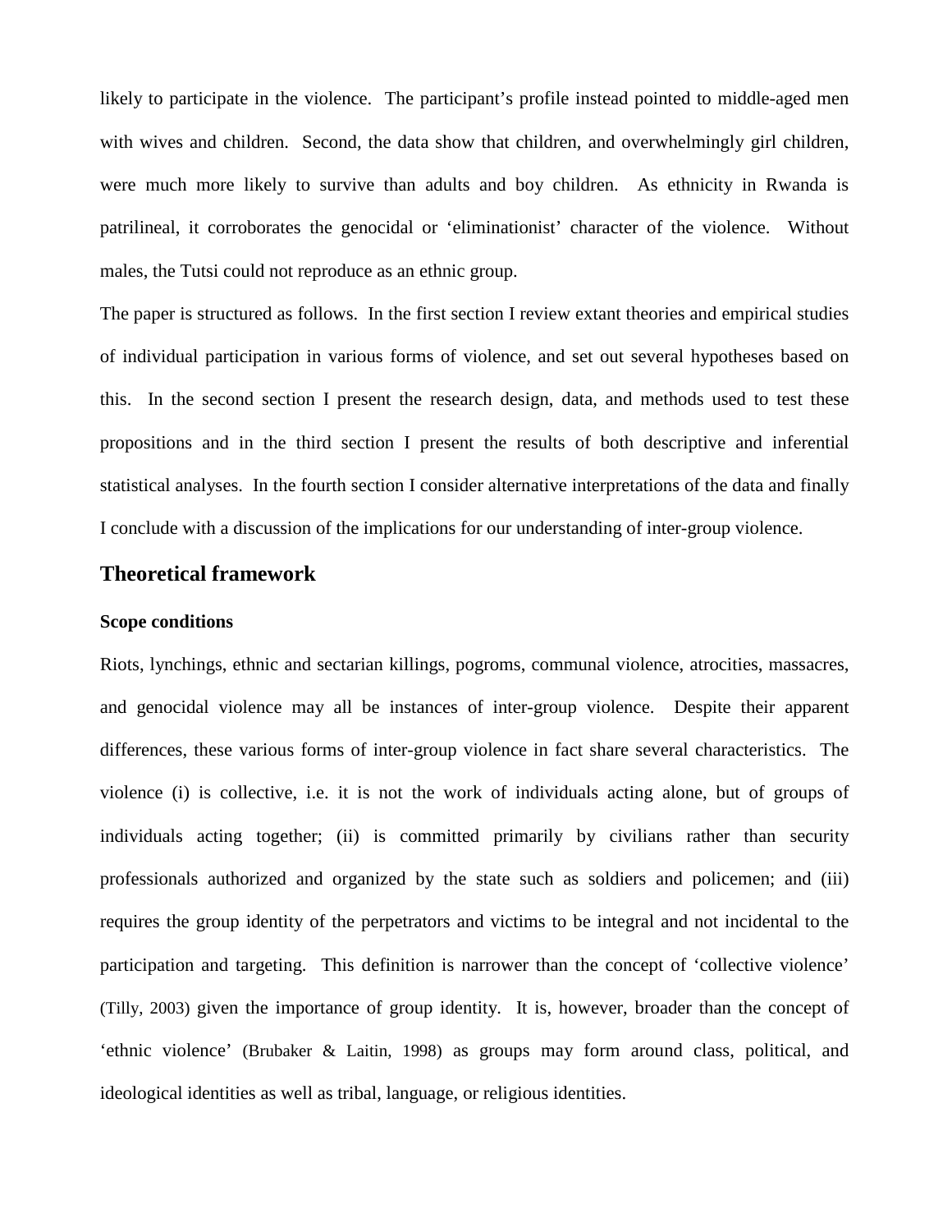likely to participate in the violence. The participant's profile instead pointed to middle-aged men with wives and children. Second, the data show that children, and overwhelmingly girl children, were much more likely to survive than adults and boy children. As ethnicity in Rwanda is patrilineal, it corroborates the genocidal or 'eliminationist' character of the violence. Without males, the Tutsi could not reproduce as an ethnic group.

The paper is structured as follows. In the first section I review extant theories and empirical studies of individual participation in various forms of violence, and set out several hypotheses based on this. In the second section I present the research design, data, and methods used to test these propositions and in the third section I present the results of both descriptive and inferential statistical analyses. In the fourth section I consider alternative interpretations of the data and finally I conclude with a discussion of the implications for our understanding of inter-group violence.

## Theoretical framework

### Scope conditions

Riots, lynchings, ethnic and sectarian killings, pogroms, communal violence, atrocities, massacres, and genocidal violence may all be instances of inter-group violence. Despite their apparent differences, these various forms of inter-group violence in fact share several characteristics. The violence (i) is collective, i.e. it is not the work of individuals acting alone, but of groups of individuals acting together; (ii) is committed primarily by civilians rather than security professionals authorized and organized by the state such as soldiers and policemen; and (iii) requires the group identity of the perpetrators and victims to be integral and not incidental to the participation and targeting. This definition is narrower than the concept of 'collective violence' (Tilly, 2003) given the importance of group identity. It is, however, broader than the concept of 'ethnic violence' (Brubaker & Laitin, 1998) as groups may form around class, political, and ideological identities as well as tribal, language, or religious identities.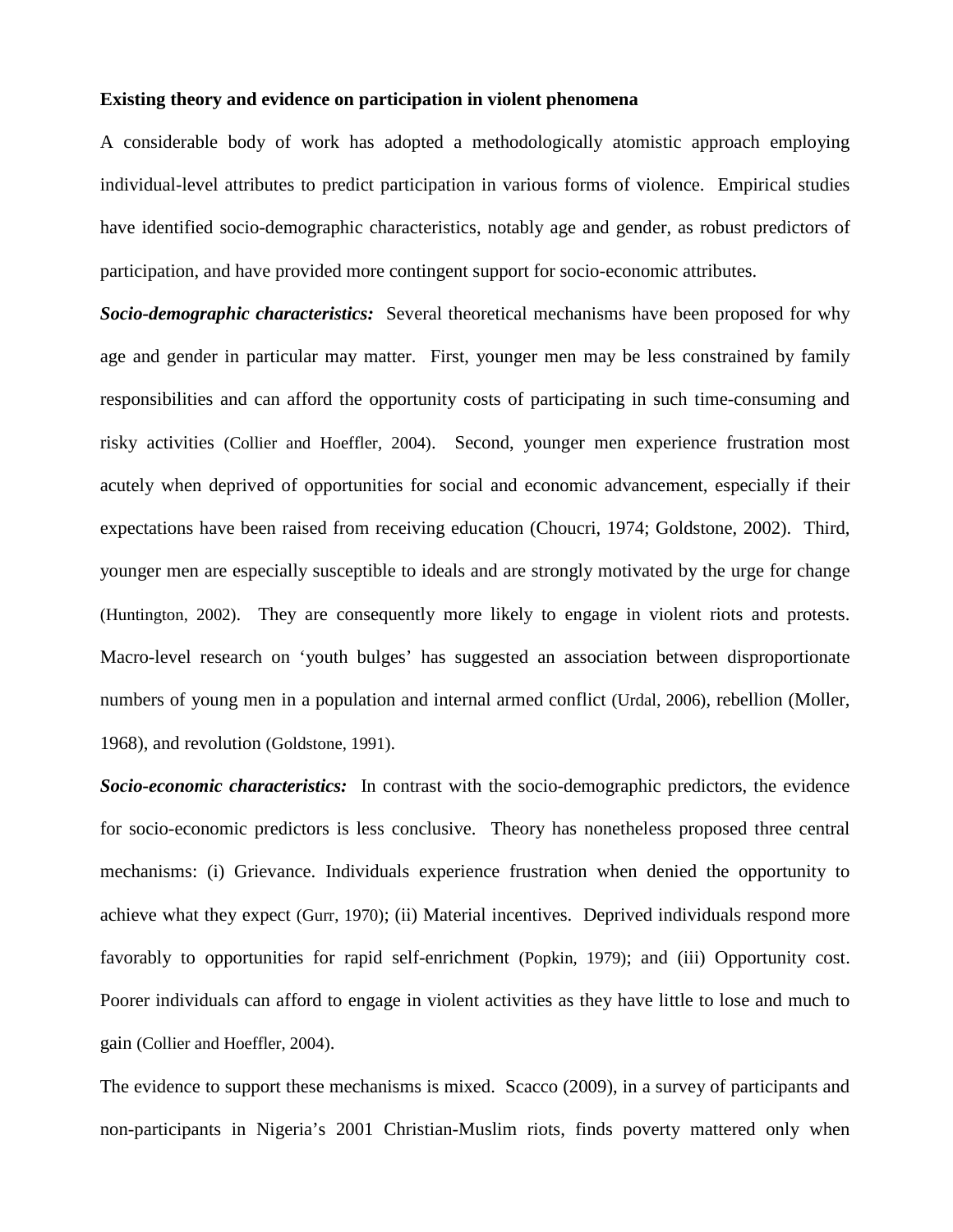**Existing theory and evidence on participation in violent phenomena**

A considerable body of work has adopted a methodologically atomistic approach employing individual-level attributes to predict participation in various forms of violence. Empirical studies have identified socio-demographic characteristics, notably age and gender, as robust predictors of participation, and have provided more contingent support for socio-economic attributes.

***Socio-demographic characteristics:*** Several theoretical mechanisms have been proposed for why age and gender in particular may matter. First, younger men may be less constrained by family responsibilities and can afford the opportunity costs of participating in such time-consuming and risky activities (Collier and Hoeffler, 2004). Second, younger men experience frustration most acutely when deprived of opportunities for social and economic advancement, especially if their expectations have been raised from receiving education (Choucri, 1974; Goldstone, 2002). Third, younger men are especially susceptible to ideals and are strongly motivated by the urge for change (Huntington, 2002). They are consequently more likely to engage in violent riots and protests. Macro-level research on 'youth bulges' has suggested an association between disproportionate numbers of young men in a population and internal armed conflict (Urdal, 2006), rebellion (Moller, 1968), and revolution (Goldstone, 1991).

***Socio-economic characteristics:*** In contrast with the socio-demographic predictors, the evidence for socio-economic predictors is less conclusive. Theory has nonetheless proposed three central mechanisms: (i) Grievance. Individuals experience frustration when denied the opportunity to achieve what they expect (Gurr, 1970); (ii) Material incentives. Deprived individuals respond more favorably to opportunities for rapid self-enrichment (Popkin, 1979); and (iii) Opportunity cost. Poorer individuals can afford to engage in violent activities as they have little to lose and much to gain (Collier and Hoeffler, 2004).

The evidence to support these mechanisms is mixed. Scacco (2009), in a survey of participants and non-participants in Nigeria's 2001 Christian-Muslim riots, finds poverty mattered only when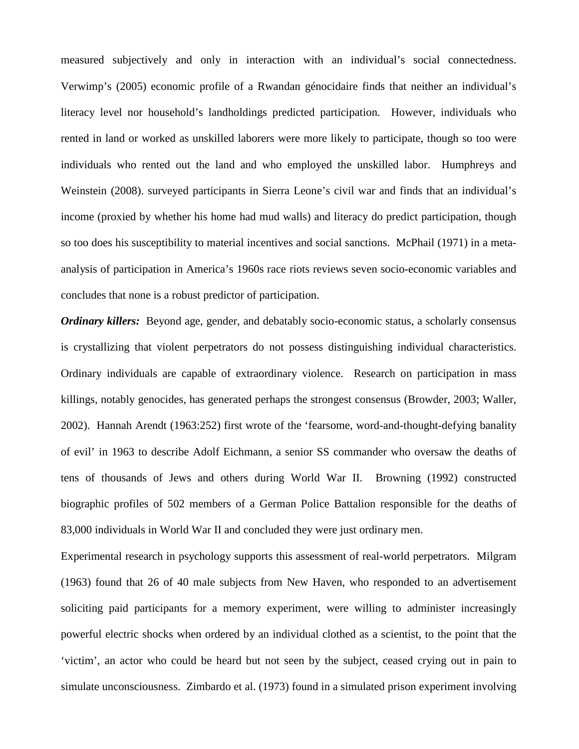measured subjectively and only in interaction with an individual's social connectedness. Verwimp's (2005) economic profile of a Rwandan génocidaire finds that neither an individual's literacy level nor household's landholdings predicted participation. However, individuals who rented in land or worked as unskilled laborers were more likely to participate, though so too were individuals who rented out the land and who employed the unskilled labor. Humphreys and Weinstein (2008). surveyed participants in Sierra Leone's civil war and finds that an individual's income (proxied by whether his home had mud walls) and literacy do predict participation, though so too does his susceptibility to material incentives and social sanctions. McPhail (1971) in a meta-analysis of participation in America's 1960s race riots reviews seven socio-economic variables and concludes that none is a robust predictor of participation.

***Ordinary killers:*** Beyond age, gender, and debatably socio-economic status, a scholarly consensus is crystallizing that violent perpetrators do not possess distinguishing individual characteristics. Ordinary individuals are capable of extraordinary violence. Research on participation in mass killings, notably genocides, has generated perhaps the strongest consensus (Browder, 2003; Waller, 2002). Hannah Arendt (1963:252) first wrote of the 'fearsome, word-and-thought-defying banality of evil' in 1963 to describe Adolf Eichmann, a senior SS commander who oversaw the deaths of tens of thousands of Jews and others during World War II. Browning (1992) constructed biographic profiles of 502 members of a German Police Battalion responsible for the deaths of 83,000 individuals in World War II and concluded they were just ordinary men.

Experimental research in psychology supports this assessment of real-world perpetrators. Milgram (1963) found that 26 of 40 male subjects from New Haven, who responded to an advertisement soliciting paid participants for a memory experiment, were willing to administer increasingly powerful electric shocks when ordered by an individual clothed as a scientist, to the point that the 'victim', an actor who could be heard but not seen by the subject, ceased crying out in pain to simulate unconsciousness. Zimbardo et al. (1973) found in a simulated prison experiment involving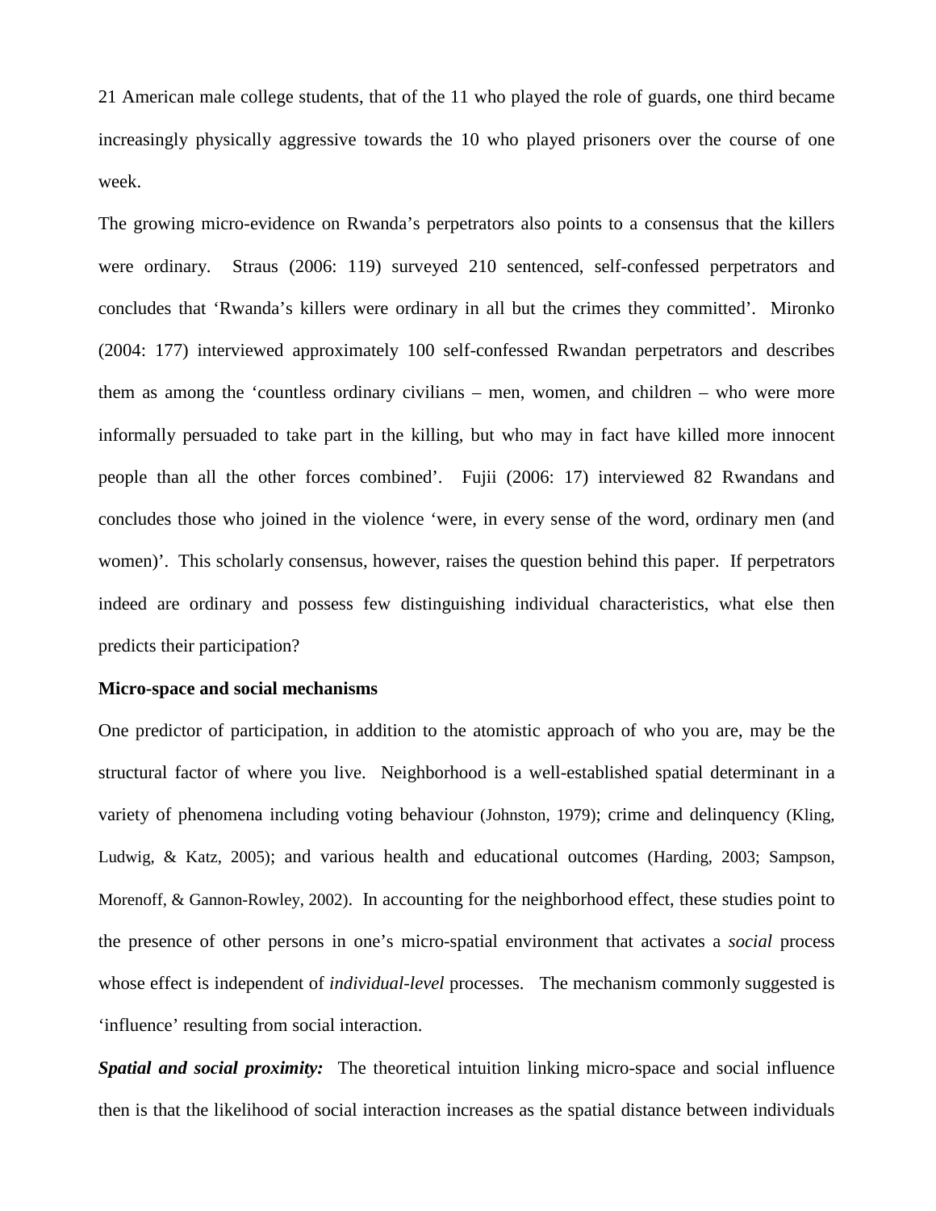21 American male college students, that of the 11 who played the role of guards, one third became increasingly physically aggressive towards the 10 who played prisoners over the course of one week.

The growing micro-evidence on Rwanda's perpetrators also points to a consensus that the killers were ordinary. Straus (2006: 119) surveyed 210 sentenced, self-confessed perpetrators and concludes that 'Rwanda's killers were ordinary in all but the crimes they committed'. Mironko (2004: 177) interviewed approximately 100 self-confessed Rwandan perpetrators and describes them as among the 'countless ordinary civilians – men, women, and children – who were more informally persuaded to take part in the killing, but who may in fact have killed more innocent people than all the other forces combined'. Fujii (2006: 17) interviewed 82 Rwandans and concludes those who joined in the violence 'were, in every sense of the word, ordinary men (and women)'. This scholarly consensus, however, raises the question behind this paper. If perpetrators indeed are ordinary and possess few distinguishing individual characteristics, what else then predicts their participation?

**Micro-space and social mechanisms**

One predictor of participation, in addition to the atomistic approach of who you are, may be the structural factor of where you live. Neighborhood is a well-established spatial determinant in a variety of phenomena including voting behaviour (Johnston, 1979); crime and delinquency (Kling, Ludwig, & Katz, 2005); and various health and educational outcomes (Harding, 2003; Sampson, Morenoff, & Gannon-Rowley, 2002). In accounting for the neighborhood effect, these studies point to the presence of other persons in one's micro-spatial environment that activates a *social* process whose effect is independent of *individual-level* processes. The mechanism commonly suggested is 'influence' resulting from social interaction.

***Spatial and social proximity:*** The theoretical intuition linking micro-space and social influence then is that the likelihood of social interaction increases as the spatial distance between individuals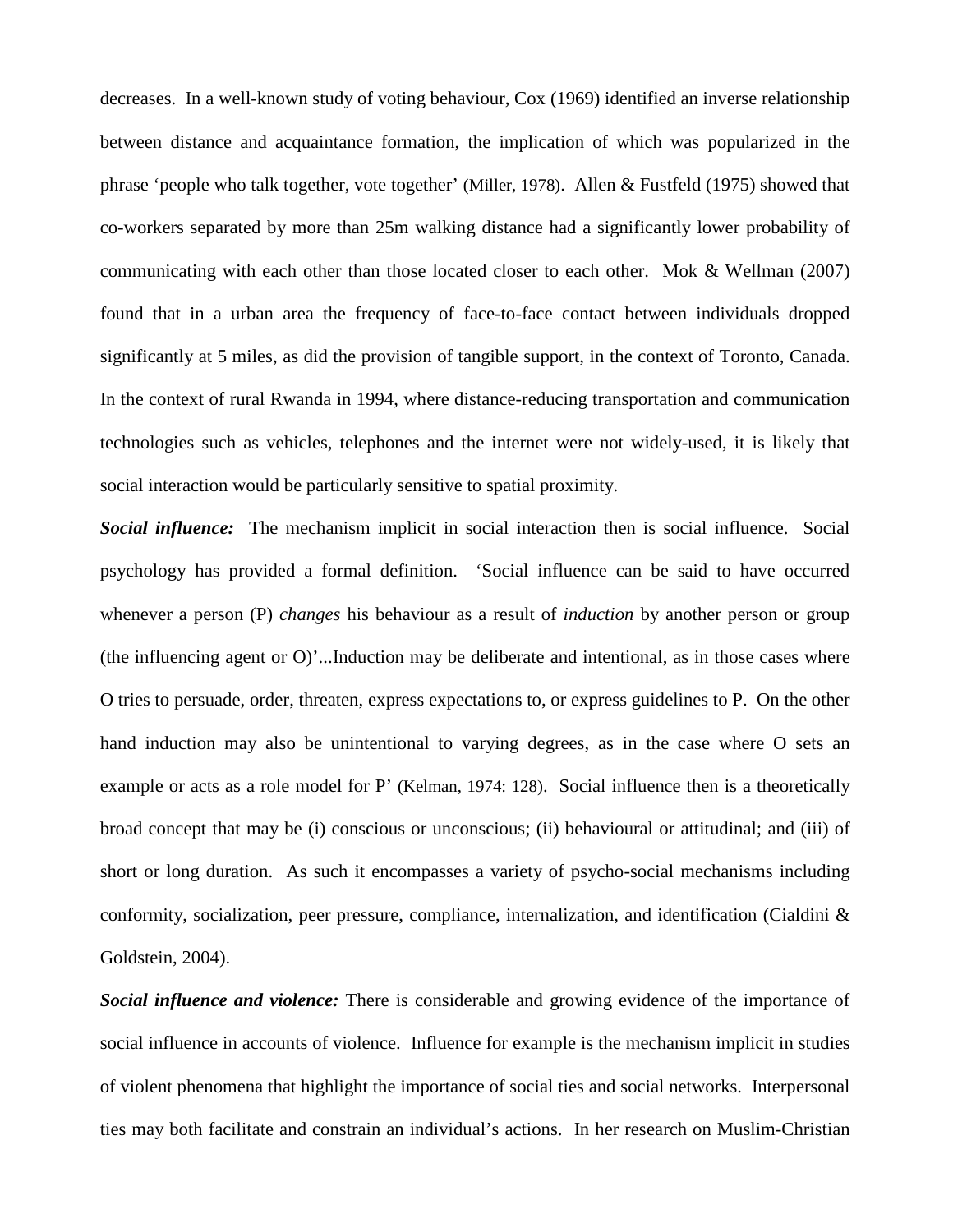decreases. In a well-known study of voting behaviour, Cox (1969) identified an inverse relationship between distance and acquaintance formation, the implication of which was popularized in the phrase 'people who talk together, vote together' (Miller, 1978). Allen & Fustfeld (1975) showed that co-workers separated by more than 25m walking distance had a significantly lower probability of communicating with each other than those located closer to each other. Mok & Wellman (2007) found that in a urban area the frequency of face-to-face contact between individuals dropped significantly at 5 miles, as did the provision of tangible support, in the context of Toronto, Canada. In the context of rural Rwanda in 1994, where distance-reducing transportation and communication technologies such as vehicles, telephones and the internet were not widely-used, it is likely that social interaction would be particularly sensitive to spatial proximity.

***Social influence:*** The mechanism implicit in social interaction then is social influence. Social psychology has provided a formal definition. 'Social influence can be said to have occurred whenever a person (P) *changes* his behaviour as a result of *induction* by another person or group (the influencing agent or O)'...Induction may be deliberate and intentional, as in those cases where O tries to persuade, order, threaten, express expectations to, or express guidelines to P. On the other hand induction may also be unintentional to varying degrees, as in the case where O sets an example or acts as a role model for P' (Kelman, 1974: 128). Social influence then is a theoretically broad concept that may be (i) conscious or unconscious; (ii) behavioural or attitudinal; and (iii) of short or long duration. As such it encompasses a variety of psycho-social mechanisms including conformity, socialization, peer pressure, compliance, internalization, and identification (Cialdini & Goldstein, 2004).

***Social influence and violence:*** There is considerable and growing evidence of the importance of social influence in accounts of violence. Influence for example is the mechanism implicit in studies of violent phenomena that highlight the importance of social ties and social networks. Interpersonal ties may both facilitate and constrain an individual's actions. In her research on Muslim-Christian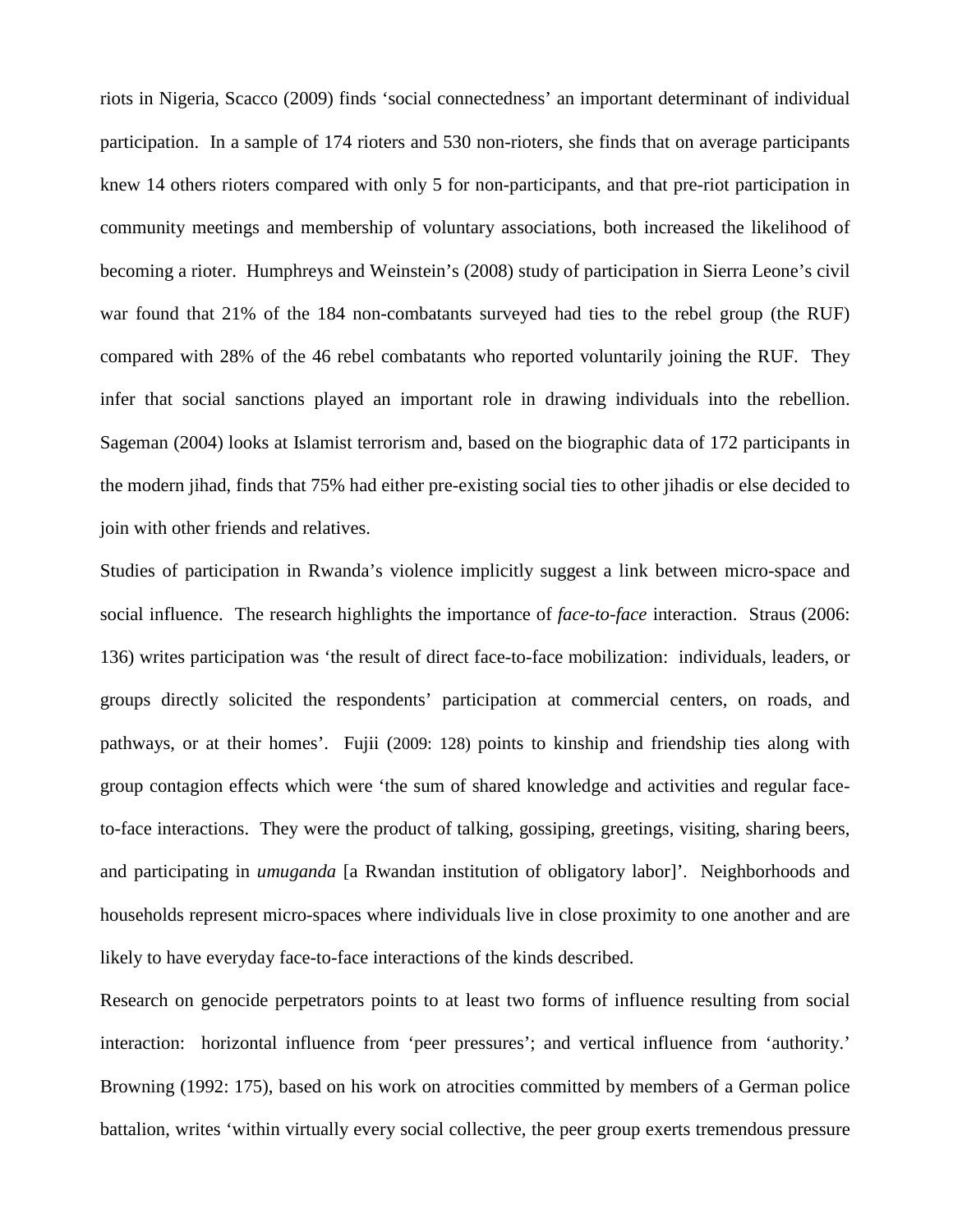riots in Nigeria, Scacco (2009) finds 'social connectedness' an important determinant of individual participation. In a sample of 174 rioters and 530 non-rioters, she finds that on average participants knew 14 others rioters compared with only 5 for non-participants, and that pre-riot participation in community meetings and membership of voluntary associations, both increased the likelihood of becoming a rioter. Humphreys and Weinstein's (2008) study of participation in Sierra Leone's civil war found that 21% of the 184 non-combatants surveyed had ties to the rebel group (the RUF) compared with 28% of the 46 rebel combatants who reported voluntarily joining the RUF. They infer that social sanctions played an important role in drawing individuals into the rebellion. Sageman (2004) looks at Islamist terrorism and, based on the biographic data of 172 participants in the modern jihad, finds that 75% had either pre-existing social ties to other jihadis or else decided to join with other friends and relatives.

Studies of participation in Rwanda's violence implicitly suggest a link between micro-space and social influence. The research highlights the importance of *face-to-face* interaction. Straus (2006: 136) writes participation was 'the result of direct face-to-face mobilization: individuals, leaders, or groups directly solicited the respondents' participation at commercial centers, on roads, and pathways, or at their homes'. Fujii (2009: 128) points to kinship and friendship ties along with group contagion effects which were 'the sum of shared knowledge and activities and regular face-to-face interactions. They were the product of talking, gossiping, greetings, visiting, sharing beers, and participating in *umuganda* [a Rwandan institution of obligatory labor]'. Neighborhoods and households represent micro-spaces where individuals live in close proximity to one another and are likely to have everyday face-to-face interactions of the kinds described.

Research on genocide perpetrators points to at least two forms of influence resulting from social interaction: horizontal influence from 'peer pressures'; and vertical influence from 'authority.' Browning (1992: 175), based on his work on atrocities committed by members of a German police battalion, writes 'within virtually every social collective, the peer group exerts tremendous pressure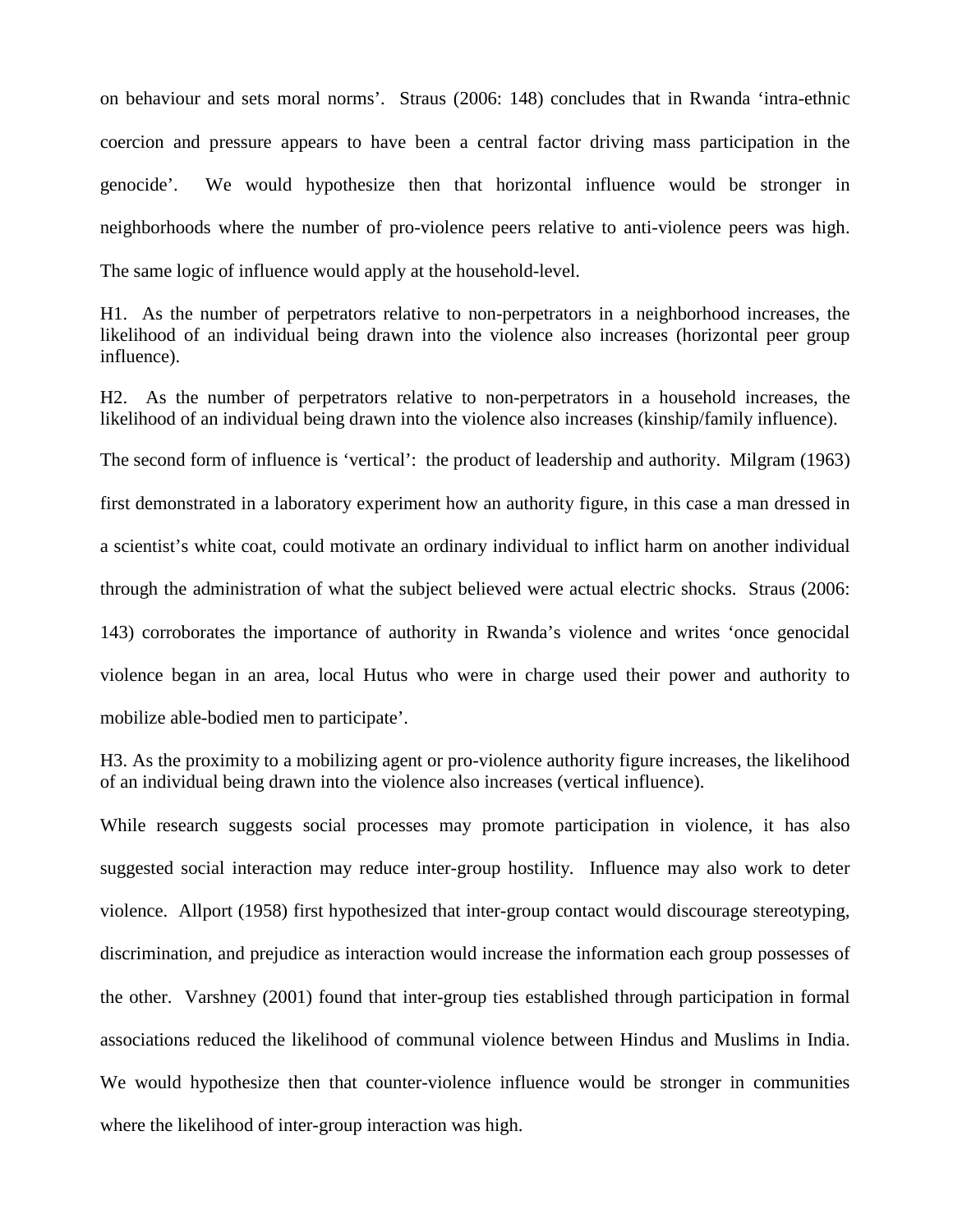on behaviour and sets moral norms'. Straus (2006: 148) concludes that in Rwanda 'intra-ethnic coercion and pressure appears to have been a central factor driving mass participation in the genocide'. We would hypothesize then that horizontal influence would be stronger in neighborhoods where the number of pro-violence peers relative to anti-violence peers was high. The same logic of influence would apply at the household-level.

H1. As the number of perpetrators relative to non-perpetrators in a neighborhood increases, the likelihood of an individual being drawn into the violence also increases (horizontal peer group influence).

H2. As the number of perpetrators relative to non-perpetrators in a household increases, the likelihood of an individual being drawn into the violence also increases (kinship/family influence).

The second form of influence is 'vertical': the product of leadership and authority. Milgram (1963) first demonstrated in a laboratory experiment how an authority figure, in this case a man dressed in a scientist's white coat, could motivate an ordinary individual to inflict harm on another individual through the administration of what the subject believed were actual electric shocks. Straus (2006: 143) corroborates the importance of authority in Rwanda's violence and writes 'once genocidal violence began in an area, local Hutus who were in charge used their power and authority to mobilize able-bodied men to participate'.

H3. As the proximity to a mobilizing agent or pro-violence authority figure increases, the likelihood of an individual being drawn into the violence also increases (vertical influence).

While research suggests social processes may promote participation in violence, it has also suggested social interaction may reduce inter-group hostility. Influence may also work to deter violence. Allport (1958) first hypothesized that inter-group contact would discourage stereotyping, discrimination, and prejudice as interaction would increase the information each group possesses of the other. Varshney (2001) found that inter-group ties established through participation in formal associations reduced the likelihood of communal violence between Hindus and Muslims in India. We would hypothesize then that counter-violence influence would be stronger in communities where the likelihood of inter-group interaction was high.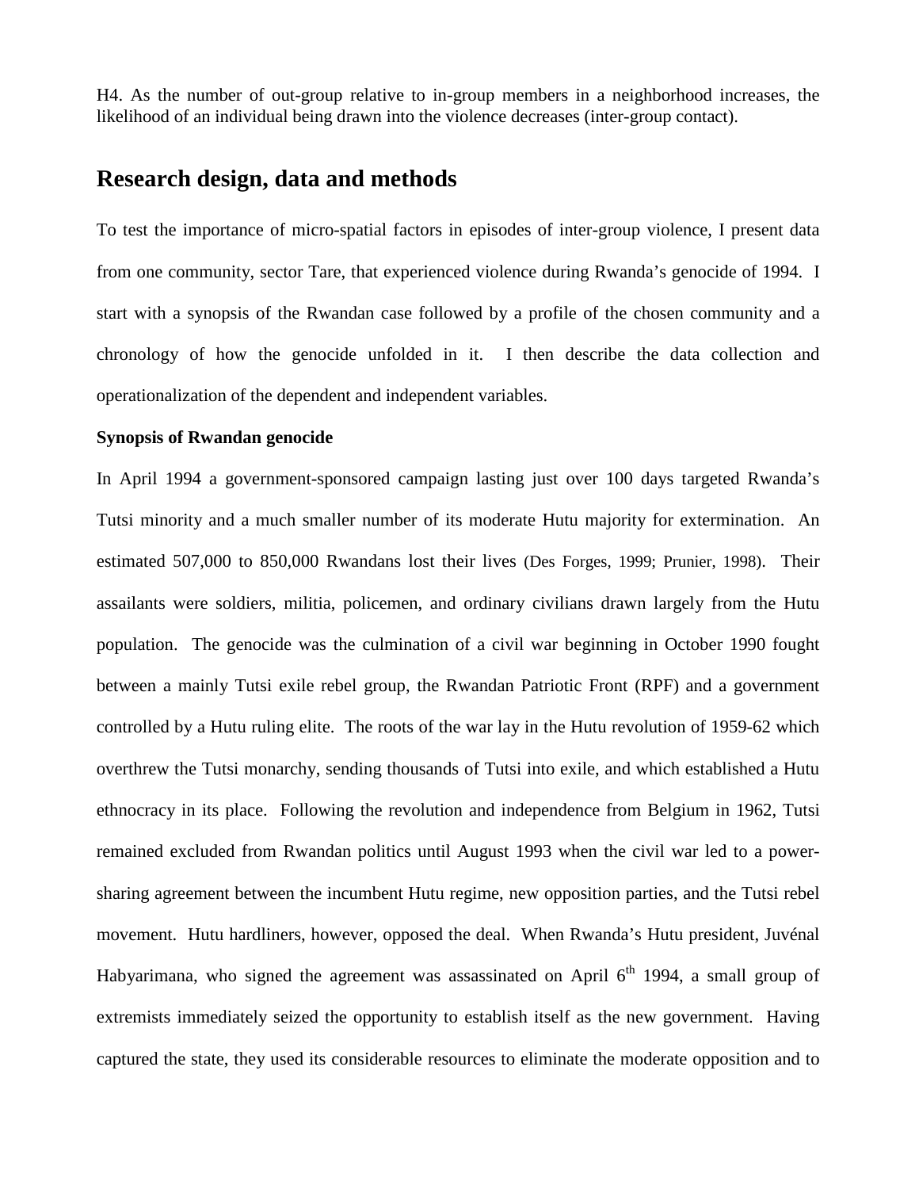H4. As the number of out-group relative to in-group members in a neighborhood increases, the likelihood of an individual being drawn into the violence decreases (inter-group contact).

## Research design, data and methods

To test the importance of micro-spatial factors in episodes of inter-group violence, I present data from one community, sector Tare, that experienced violence during Rwanda's genocide of 1994. I start with a synopsis of the Rwandan case followed by a profile of the chosen community and a chronology of how the genocide unfolded in it. I then describe the data collection and operationalization of the dependent and independent variables.

**Synopsis of Rwandan genocide**

In April 1994 a government-sponsored campaign lasting just over 100 days targeted Rwanda's Tutsi minority and a much smaller number of its moderate Hutu majority for extermination. An estimated 507,000 to 850,000 Rwandans lost their lives (Des Forges, 1999; Prunier, 1998). Their assailants were soldiers, militia, policemen, and ordinary civilians drawn largely from the Hutu population. The genocide was the culmination of a civil war beginning in October 1990 fought between a mainly Tutsi exile rebel group, the Rwandan Patriotic Front (RPF) and a government controlled by a Hutu ruling elite. The roots of the war lay in the Hutu revolution of 1959-62 which overthrew the Tutsi monarchy, sending thousands of Tutsi into exile, and which established a Hutu ethnocracy in its place. Following the revolution and independence from Belgium in 1962, Tutsi remained excluded from Rwandan politics until August 1993 when the civil war led to a power-sharing agreement between the incumbent Hutu regime, new opposition parties, and the Tutsi rebel movement. Hutu hardliners, however, opposed the deal. When Rwanda's Hutu president, Juvénal Habyarimana, who signed the agreement was assassinated on April 6th 1994, a small group of extremists immediately seized the opportunity to establish itself as the new government. Having captured the state, they used its considerable resources to eliminate the moderate opposition and to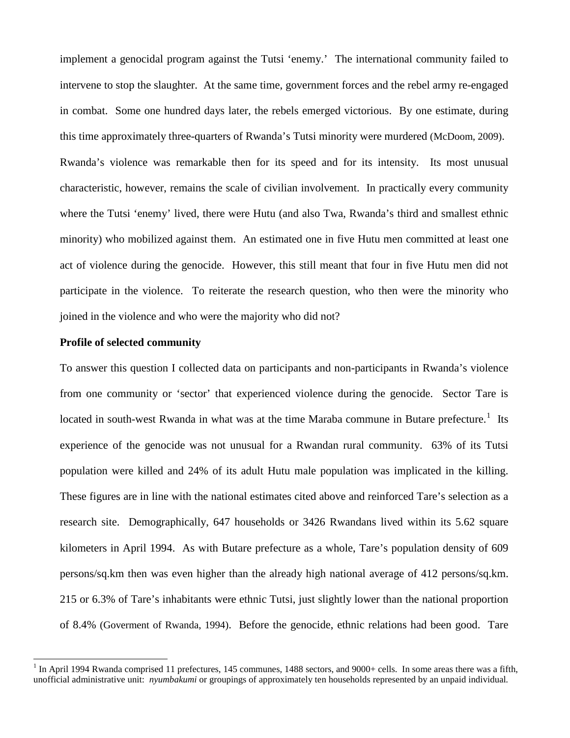implement a genocidal program against the Tutsi 'enemy.' The international community failed to intervene to stop the slaughter. At the same time, government forces and the rebel army re-engaged in combat. Some one hundred days later, the rebels emerged victorious. By one estimate, during this time approximately three-quarters of Rwanda's Tutsi minority were murdered (McDoom, 2009). Rwanda's violence was remarkable then for its speed and for its intensity. Its most unusual characteristic, however, remains the scale of civilian involvement. In practically every community where the Tutsi 'enemy' lived, there were Hutu (and also Twa, Rwanda's third and smallest ethnic minority) who mobilized against them. An estimated one in five Hutu men committed at least one act of violence during the genocide. However, this still meant that four in five Hutu men did not participate in the violence. To reiterate the research question, who then were the minority who joined in the violence and who were the majority who did not?

**Profile of selected community**

To answer this question I collected data on participants and non-participants in Rwanda's violence from one community or 'sector' that experienced violence during the genocide. Sector Tare is located in south-west Rwanda in what was at the time Maraba commune in Butare prefecture.[1] Its experience of the genocide was not unusual for a Rwandan rural community. 63% of its Tutsi population were killed and 24% of its adult Hutu male population was implicated in the killing. These figures are in line with the national estimates cited above and reinforced Tare's selection as a research site. Demographically, 647 households or 3426 Rwandans lived within its 5.62 square kilometers in April 1994. As with Butare prefecture as a whole, Tare's population density of 609 persons/sq.km then was even higher than the already high national average of 412 persons/sq.km. 215 or 6.3% of Tare's inhabitants were ethnic Tutsi, just slightly lower than the national proportion of 8.4% (Goverment of Rwanda, 1994). Before the genocide, ethnic relations had been good. Tare

[1] In April 1994 Rwanda comprised 11 prefectures, 145 communes, 1488 sectors, and 9000+ cells. In some areas there was a fifth, unofficial administrative unit: *nyumbakumi* or groupings of approximately ten households represented by an unpaid individual.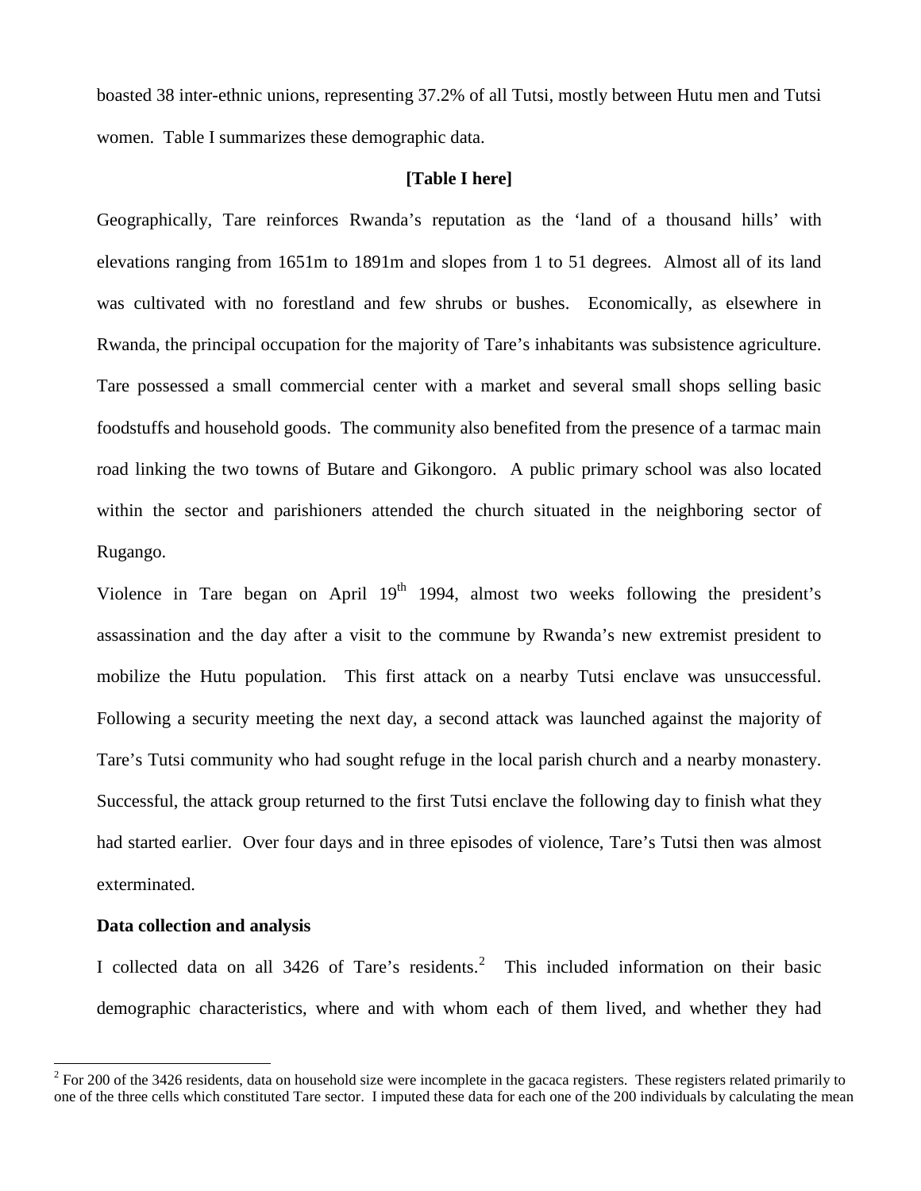boasted 38 inter-ethnic unions, representing 37.2% of all Tutsi, mostly between Hutu men and Tutsi women. Table I summarizes these demographic data.

**[Table I here]**

Geographically, Tare reinforces Rwanda's reputation as the 'land of a thousand hills' with elevations ranging from 1651m to 1891m and slopes from 1 to 51 degrees. Almost all of its land was cultivated with no forestland and few shrubs or bushes. Economically, as elsewhere in Rwanda, the principal occupation for the majority of Tare's inhabitants was subsistence agriculture. Tare possessed a small commercial center with a market and several small shops selling basic foodstuffs and household goods. The community also benefited from the presence of a tarmac main road linking the two towns of Butare and Gikongoro. A public primary school was also located within the sector and parishioners attended the church situated in the neighboring sector of Rugango.

Violence in Tare began on April 19th 1994, almost two weeks following the president's assassination and the day after a visit to the commune by Rwanda's new extremist president to mobilize the Hutu population. This first attack on a nearby Tutsi enclave was unsuccessful. Following a security meeting the next day, a second attack was launched against the majority of Tare's Tutsi community who had sought refuge in the local parish church and a nearby monastery. Successful, the attack group returned to the first Tutsi enclave the following day to finish what they had started earlier. Over four days and in three episodes of violence, Tare's Tutsi then was almost exterminated.

**Data collection and analysis**

I collected data on all 3426 of Tare's residents.[2] This included information on their basic demographic characteristics, where and with whom each of them lived, and whether they had

[2] For 200 of the 3426 residents, data on household size were incomplete in the gacaca registers. These registers related primarily to one of the three cells which constituted Tare sector. I imputed these data for each one of the 200 individuals by calculating the mean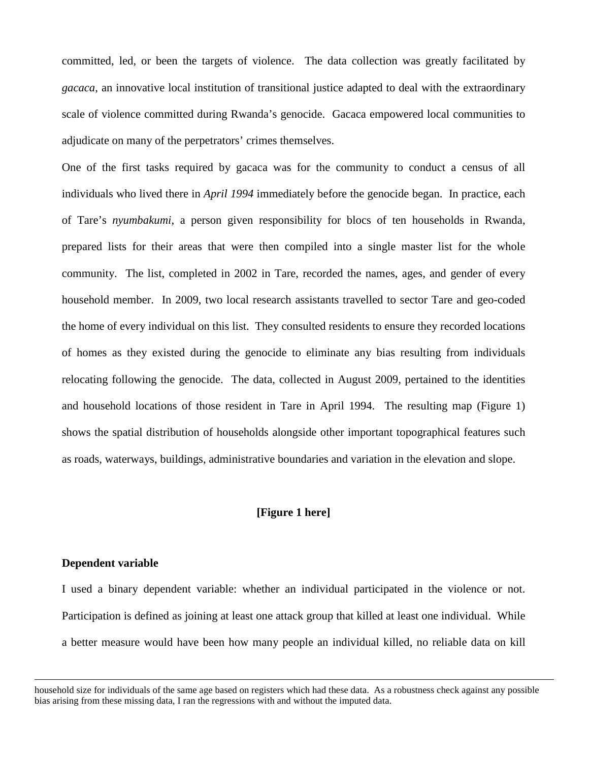committed, led, or been the targets of violence. The data collection was greatly facilitated by *gacaca*, an innovative local institution of transitional justice adapted to deal with the extraordinary scale of violence committed during Rwanda's genocide. Gacaca empowered local communities to adjudicate on many of the perpetrators' crimes themselves.

One of the first tasks required by gacaca was for the community to conduct a census of all individuals who lived there in *April 1994* immediately before the genocide began. In practice, each of Tare's *nyumbakumi*, a person given responsibility for blocs of ten households in Rwanda, prepared lists for their areas that were then compiled into a single master list for the whole community. The list, completed in 2002 in Tare, recorded the names, ages, and gender of every household member. In 2009, two local research assistants travelled to sector Tare and geo-coded the home of every individual on this list. They consulted residents to ensure they recorded locations of homes as they existed during the genocide to eliminate any bias resulting from individuals relocating following the genocide. The data, collected in August 2009, pertained to the identities and household locations of those resident in Tare in April 1994. The resulting map (Figure 1) shows the spatial distribution of households alongside other important topographical features such as roads, waterways, buildings, administrative boundaries and variation in the elevation and slope.

**[Figure 1 here]**

### Dependent variable

I used a binary dependent variable: whether an individual participated in the violence or not. Participation is defined as joining at least one attack group that killed at least one individual. While a better measure would have been how many people an individual killed, no reliable data on kill

---

household size for individuals of the same age based on registers which had these data. As a robustness check against any possible bias arising from these missing data, I ran the regressions with and without the imputed data.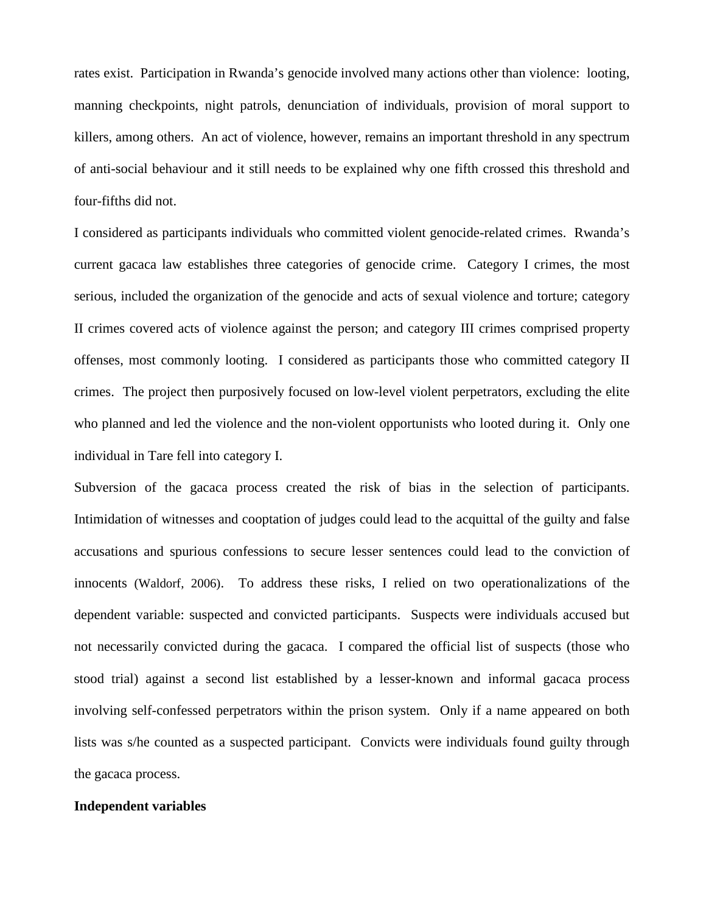rates exist. Participation in Rwanda's genocide involved many actions other than violence: looting, manning checkpoints, night patrols, denunciation of individuals, provision of moral support to killers, among others. An act of violence, however, remains an important threshold in any spectrum of anti-social behaviour and it still needs to be explained why one fifth crossed this threshold and four-fifths did not.

I considered as participants individuals who committed violent genocide-related crimes. Rwanda's current gacaca law establishes three categories of genocide crime. Category I crimes, the most serious, included the organization of the genocide and acts of sexual violence and torture; category II crimes covered acts of violence against the person; and category III crimes comprised property offenses, most commonly looting. I considered as participants those who committed category II crimes. The project then purposively focused on low-level violent perpetrators, excluding the elite who planned and led the violence and the non-violent opportunists who looted during it. Only one individual in Tare fell into category I.

Subversion of the gacaca process created the risk of bias in the selection of participants. Intimidation of witnesses and cooptation of judges could lead to the acquittal of the guilty and false accusations and spurious confessions to secure lesser sentences could lead to the conviction of innocents (Waldorf, 2006). To address these risks, I relied on two operationalizations of the dependent variable: suspected and convicted participants. Suspects were individuals accused but not necessarily convicted during the gacaca. I compared the official list of suspects (those who stood trial) against a second list established by a lesser-known and informal gacaca process involving self-confessed perpetrators within the prison system. Only if a name appeared on both lists was s/he counted as a suspected participant. Convicts were individuals found guilty through the gacaca process.

**Independent variables**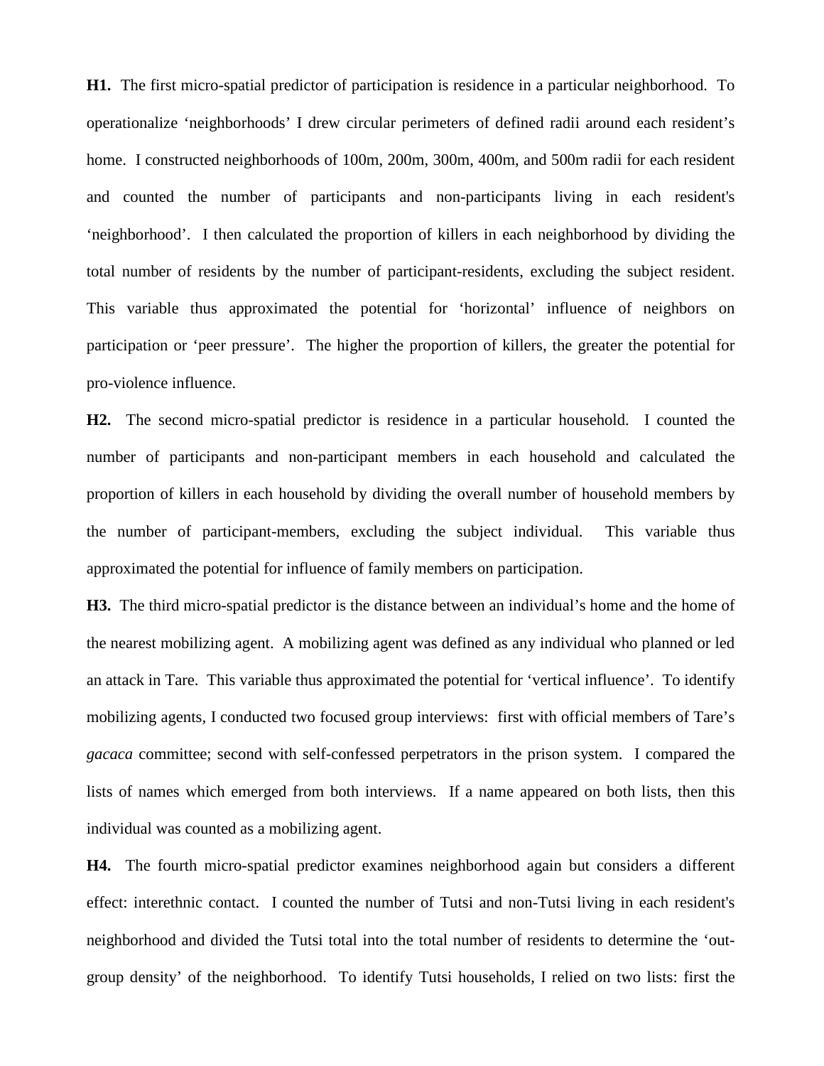**H1.** The first micro-spatial predictor of participation is residence in a particular neighborhood. To operationalize 'neighborhoods' I drew circular perimeters of defined radii around each resident's home. I constructed neighborhoods of 100m, 200m, 300m, 400m, and 500m radii for each resident and counted the number of participants and non-participants living in each resident's 'neighborhood'. I then calculated the proportion of killers in each neighborhood by dividing the total number of residents by the number of participant-residents, excluding the subject resident. This variable thus approximated the potential for 'horizontal' influence of neighbors on participation or 'peer pressure'. The higher the proportion of killers, the greater the potential for pro-violence influence.

**H2.** The second micro-spatial predictor is residence in a particular household. I counted the number of participants and non-participant members in each household and calculated the proportion of killers in each household by dividing the overall number of household members by the number of participant-members, excluding the subject individual. This variable thus approximated the potential for influence of family members on participation.

**H3.** The third micro-spatial predictor is the distance between an individual's home and the home of the nearest mobilizing agent. A mobilizing agent was defined as any individual who planned or led an attack in Tare. This variable thus approximated the potential for 'vertical influence'. To identify mobilizing agents, I conducted two focused group interviews: first with official members of Tare's *gacaca* committee; second with self-confessed perpetrators in the prison system. I compared the lists of names which emerged from both interviews. If a name appeared on both lists, then this individual was counted as a mobilizing agent.

**H4.** The fourth micro-spatial predictor examines neighborhood again but considers a different effect: interethnic contact. I counted the number of Tutsi and non-Tutsi living in each resident's neighborhood and divided the Tutsi total into the total number of residents to determine the 'out-group density' of the neighborhood. To identify Tutsi households, I relied on two lists: first the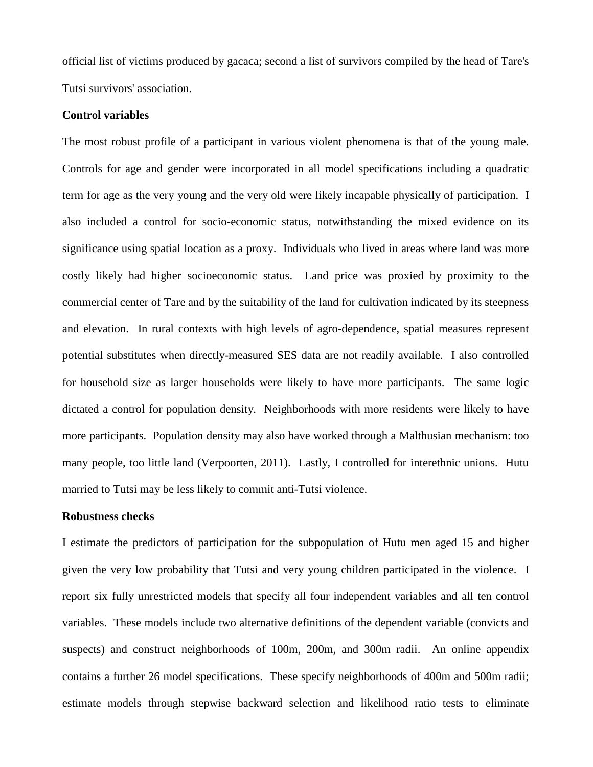official list of victims produced by gacaca; second a list of survivors compiled by the head of Tare's Tutsi survivors' association.

**Control variables**

The most robust profile of a participant in various violent phenomena is that of the young male. Controls for age and gender were incorporated in all model specifications including a quadratic term for age as the very young and the very old were likely incapable physically of participation. I also included a control for socio-economic status, notwithstanding the mixed evidence on its significance using spatial location as a proxy. Individuals who lived in areas where land was more costly likely had higher socioeconomic status. Land price was proxied by proximity to the commercial center of Tare and by the suitability of the land for cultivation indicated by its steepness and elevation. In rural contexts with high levels of agro-dependence, spatial measures represent potential substitutes when directly-measured SES data are not readily available. I also controlled for household size as larger households were likely to have more participants. The same logic dictated a control for population density. Neighborhoods with more residents were likely to have more participants. Population density may also have worked through a Malthusian mechanism: too many people, too little land (Verpoorten, 2011). Lastly, I controlled for interethnic unions. Hutu married to Tutsi may be less likely to commit anti-Tutsi violence.

**Robustness checks**

I estimate the predictors of participation for the subpopulation of Hutu men aged 15 and higher given the very low probability that Tutsi and very young children participated in the violence. I report six fully unrestricted models that specify all four independent variables and all ten control variables. These models include two alternative definitions of the dependent variable (convicts and suspects) and construct neighborhoods of 100m, 200m, and 300m radii. An online appendix contains a further 26 model specifications. These specify neighborhoods of 400m and 500m radii; estimate models through stepwise backward selection and likelihood ratio tests to eliminate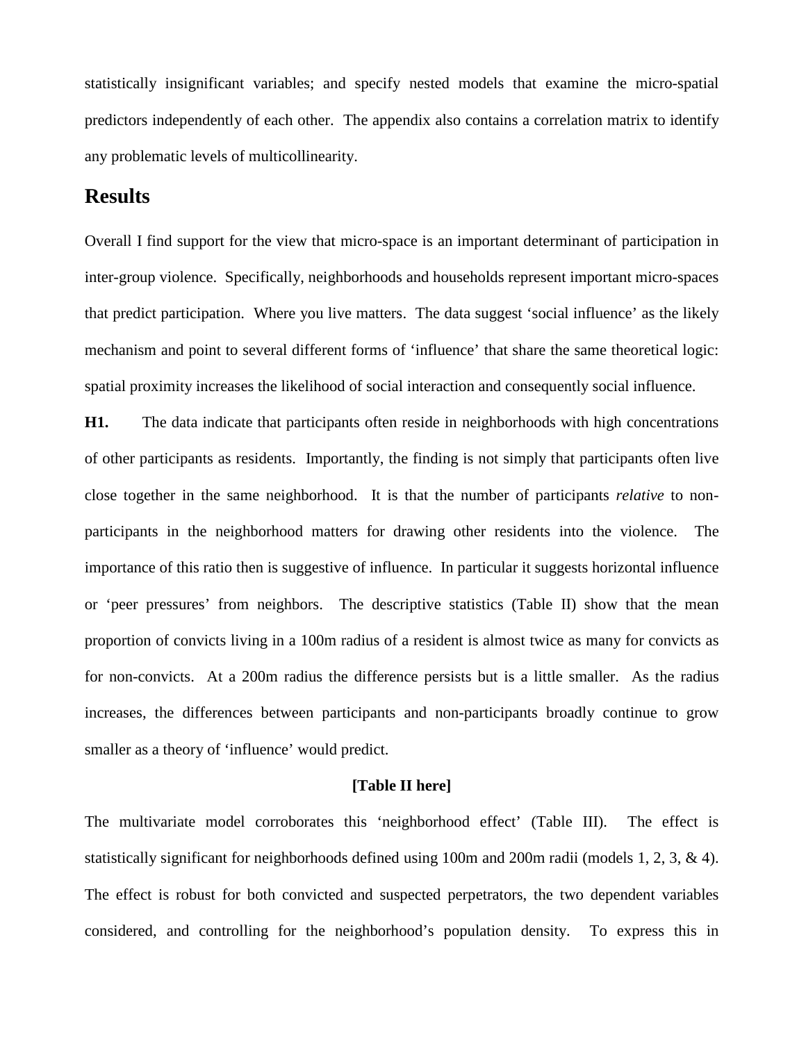statistically insignificant variables; and specify nested models that examine the micro-spatial predictors independently of each other. The appendix also contains a correlation matrix to identify any problematic levels of multicollinearity.

## Results

Overall I find support for the view that micro-space is an important determinant of participation in inter-group violence. Specifically, neighborhoods and households represent important micro-spaces that predict participation. Where you live matters. The data suggest 'social influence' as the likely mechanism and point to several different forms of 'influence' that share the same theoretical logic: spatial proximity increases the likelihood of social interaction and consequently social influence.

**H1.** The data indicate that participants often reside in neighborhoods with high concentrations of other participants as residents. Importantly, the finding is not simply that participants often live close together in the same neighborhood. It is that the number of participants *relative* to non-participants in the neighborhood matters for drawing other residents into the violence. The importance of this ratio then is suggestive of influence. In particular it suggests horizontal influence or 'peer pressures' from neighbors. The descriptive statistics (Table II) show that the mean proportion of convicts living in a 100m radius of a resident is almost twice as many for convicts as for non-convicts. At a 200m radius the difference persists but is a little smaller. As the radius increases, the differences between participants and non-participants broadly continue to grow smaller as a theory of 'influence' would predict.

**[Table II here]**

The multivariate model corroborates this 'neighborhood effect' (Table III). The effect is statistically significant for neighborhoods defined using 100m and 200m radii (models 1, 2, 3, & 4). The effect is robust for both convicted and suspected perpetrators, the two dependent variables considered, and controlling for the neighborhood's population density. To express this in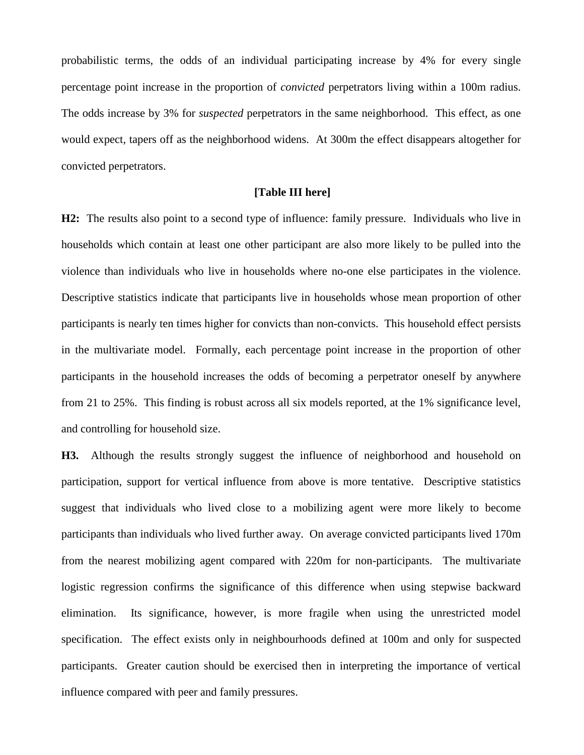probabilistic terms, the odds of an individual participating increase by 4% for every single percentage point increase in the proportion of *convicted* perpetrators living within a 100m radius. The odds increase by 3% for *suspected* perpetrators in the same neighborhood. This effect, as one would expect, tapers off as the neighborhood widens. At 300m the effect disappears altogether for convicted perpetrators.

**[Table III here]**

**H2:** The results also point to a second type of influence: family pressure. Individuals who live in households which contain at least one other participant are also more likely to be pulled into the violence than individuals who live in households where no-one else participates in the violence. Descriptive statistics indicate that participants live in households whose mean proportion of other participants is nearly ten times higher for convicts than non-convicts. This household effect persists in the multivariate model. Formally, each percentage point increase in the proportion of other participants in the household increases the odds of becoming a perpetrator oneself by anywhere from 21 to 25%. This finding is robust across all six models reported, at the 1% significance level, and controlling for household size.

**H3.** Although the results strongly suggest the influence of neighborhood and household on participation, support for vertical influence from above is more tentative. Descriptive statistics suggest that individuals who lived close to a mobilizing agent were more likely to become participants than individuals who lived further away. On average convicted participants lived 170m from the nearest mobilizing agent compared with 220m for non-participants. The multivariate logistic regression confirms the significance of this difference when using stepwise backward elimination. Its significance, however, is more fragile when using the unrestricted model specification. The effect exists only in neighbourhoods defined at 100m and only for suspected participants. Greater caution should be exercised then in interpreting the importance of vertical influence compared with peer and family pressures.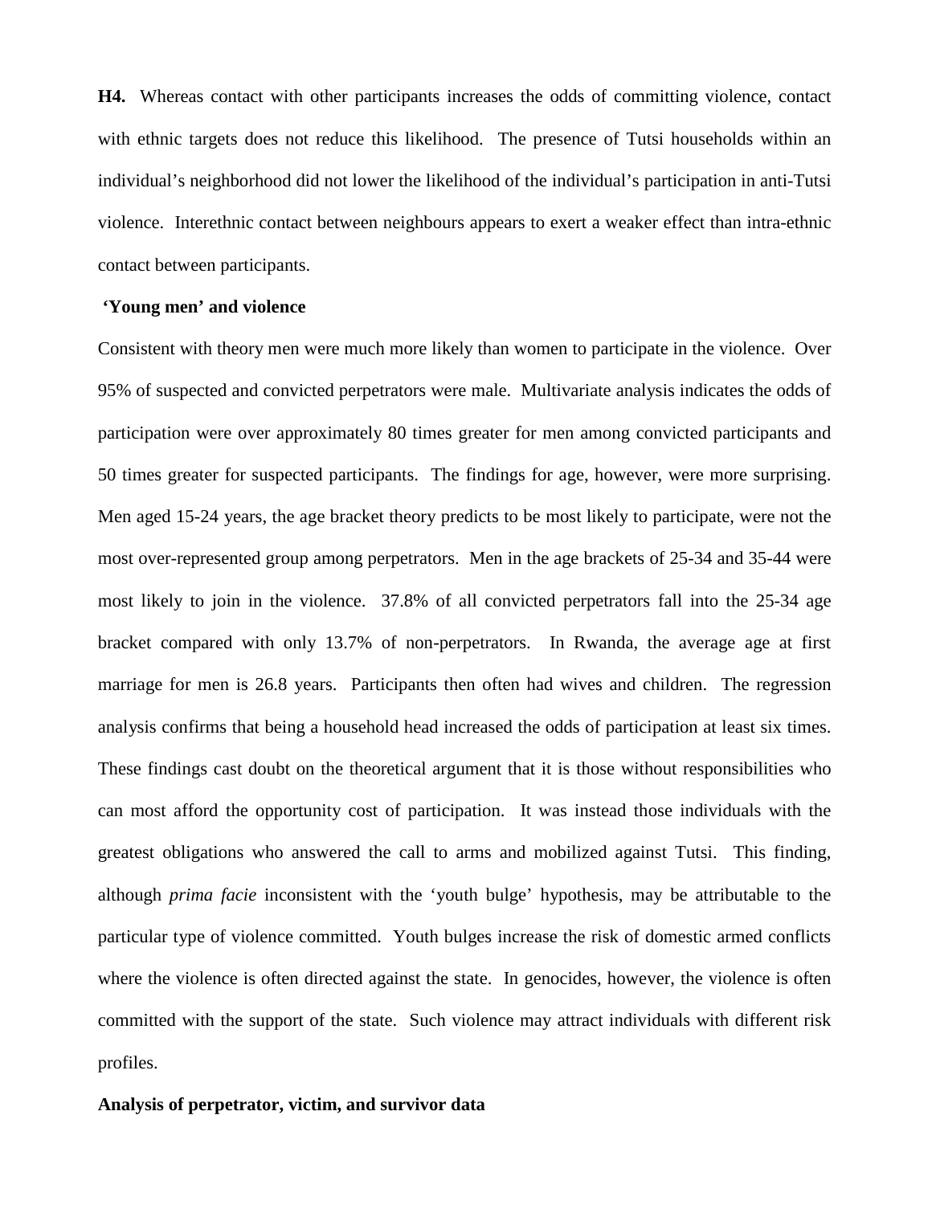**H4.** Whereas contact with other participants increases the odds of committing violence, contact with ethnic targets does not reduce this likelihood. The presence of Tutsi households within an individual's neighborhood did not lower the likelihood of the individual's participation in anti-Tutsi violence. Interethnic contact between neighbours appears to exert a weaker effect than intra-ethnic contact between participants.

**'Young men' and violence**

Consistent with theory men were much more likely than women to participate in the violence. Over 95% of suspected and convicted perpetrators were male. Multivariate analysis indicates the odds of participation were over approximately 80 times greater for men among convicted participants and 50 times greater for suspected participants. The findings for age, however, were more surprising. Men aged 15-24 years, the age bracket theory predicts to be most likely to participate, were not the most over-represented group among perpetrators. Men in the age brackets of 25-34 and 35-44 were most likely to join in the violence. 37.8% of all convicted perpetrators fall into the 25-34 age bracket compared with only 13.7% of non-perpetrators. In Rwanda, the average age at first marriage for men is 26.8 years. Participants then often had wives and children. The regression analysis confirms that being a household head increased the odds of participation at least six times. These findings cast doubt on the theoretical argument that it is those without responsibilities who can most afford the opportunity cost of participation. It was instead those individuals with the greatest obligations who answered the call to arms and mobilized against Tutsi. This finding, although *prima facie* inconsistent with the 'youth bulge' hypothesis, may be attributable to the particular type of violence committed. Youth bulges increase the risk of domestic armed conflicts where the violence is often directed against the state. In genocides, however, the violence is often committed with the support of the state. Such violence may attract individuals with different risk profiles.

**Analysis of perpetrator, victim, and survivor data**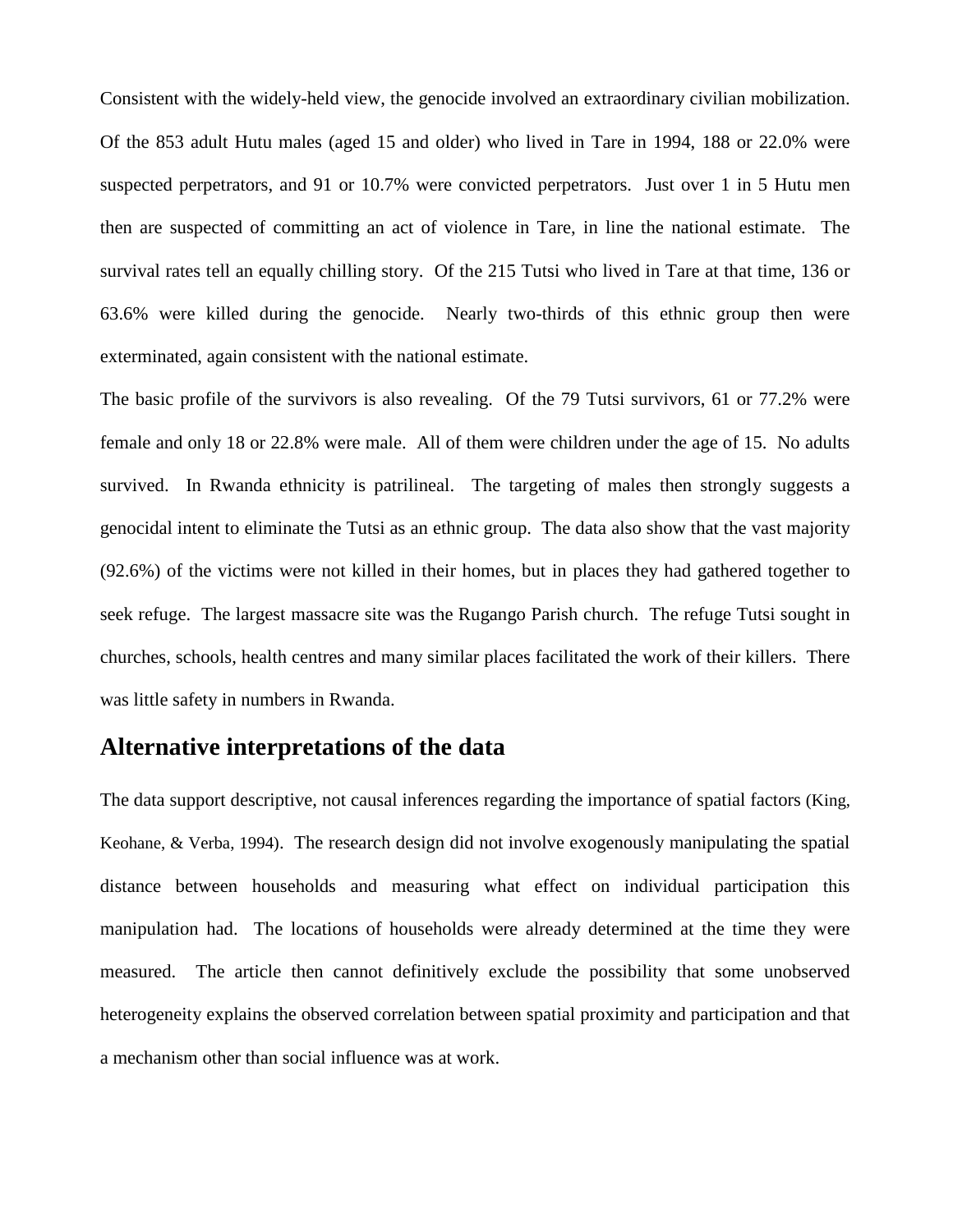Consistent with the widely-held view, the genocide involved an extraordinary civilian mobilization. Of the 853 adult Hutu males (aged 15 and older) who lived in Tare in 1994, 188 or 22.0% were suspected perpetrators, and 91 or 10.7% were convicted perpetrators. Just over 1 in 5 Hutu men then are suspected of committing an act of violence in Tare, in line the national estimate. The survival rates tell an equally chilling story. Of the 215 Tutsi who lived in Tare at that time, 136 or 63.6% were killed during the genocide. Nearly two-thirds of this ethnic group then were exterminated, again consistent with the national estimate.

The basic profile of the survivors is also revealing. Of the 79 Tutsi survivors, 61 or 77.2% were female and only 18 or 22.8% were male. All of them were children under the age of 15. No adults survived. In Rwanda ethnicity is patrilineal. The targeting of males then strongly suggests a genocidal intent to eliminate the Tutsi as an ethnic group. The data also show that the vast majority (92.6%) of the victims were not killed in their homes, but in places they had gathered together to seek refuge. The largest massacre site was the Rugango Parish church. The refuge Tutsi sought in churches, schools, health centres and many similar places facilitated the work of their killers. There was little safety in numbers in Rwanda.

## Alternative interpretations of the data

The data support descriptive, not causal inferences regarding the importance of spatial factors (King, Keohane, & Verba, 1994). The research design did not involve exogenously manipulating the spatial distance between households and measuring what effect on individual participation this manipulation had. The locations of households were already determined at the time they were measured. The article then cannot definitively exclude the possibility that some unobserved heterogeneity explains the observed correlation between spatial proximity and participation and that a mechanism other than social influence was at work.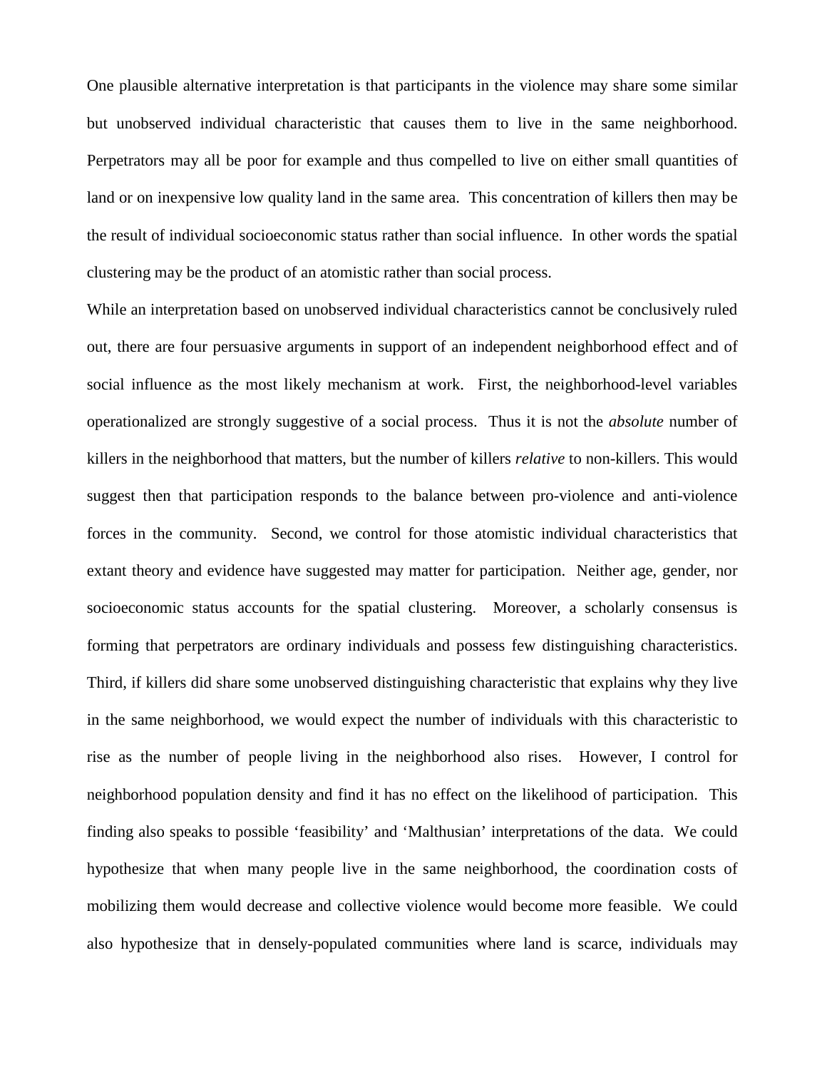One plausible alternative interpretation is that participants in the violence may share some similar but unobserved individual characteristic that causes them to live in the same neighborhood. Perpetrators may all be poor for example and thus compelled to live on either small quantities of land or on inexpensive low quality land in the same area. This concentration of killers then may be the result of individual socioeconomic status rather than social influence. In other words the spatial clustering may be the product of an atomistic rather than social process.

While an interpretation based on unobserved individual characteristics cannot be conclusively ruled out, there are four persuasive arguments in support of an independent neighborhood effect and of social influence as the most likely mechanism at work. First, the neighborhood-level variables operationalized are strongly suggestive of a social process. Thus it is not the *absolute* number of killers in the neighborhood that matters, but the number of killers *relative* to non-killers. This would suggest then that participation responds to the balance between pro-violence and anti-violence forces in the community. Second, we control for those atomistic individual characteristics that extant theory and evidence have suggested may matter for participation. Neither age, gender, nor socioeconomic status accounts for the spatial clustering. Moreover, a scholarly consensus is forming that perpetrators are ordinary individuals and possess few distinguishing characteristics. Third, if killers did share some unobserved distinguishing characteristic that explains why they live in the same neighborhood, we would expect the number of individuals with this characteristic to rise as the number of people living in the neighborhood also rises. However, I control for neighborhood population density and find it has no effect on the likelihood of participation. This finding also speaks to possible 'feasibility' and 'Malthusian' interpretations of the data. We could hypothesize that when many people live in the same neighborhood, the coordination costs of mobilizing them would decrease and collective violence would become more feasible. We could also hypothesize that in densely-populated communities where land is scarce, individuals may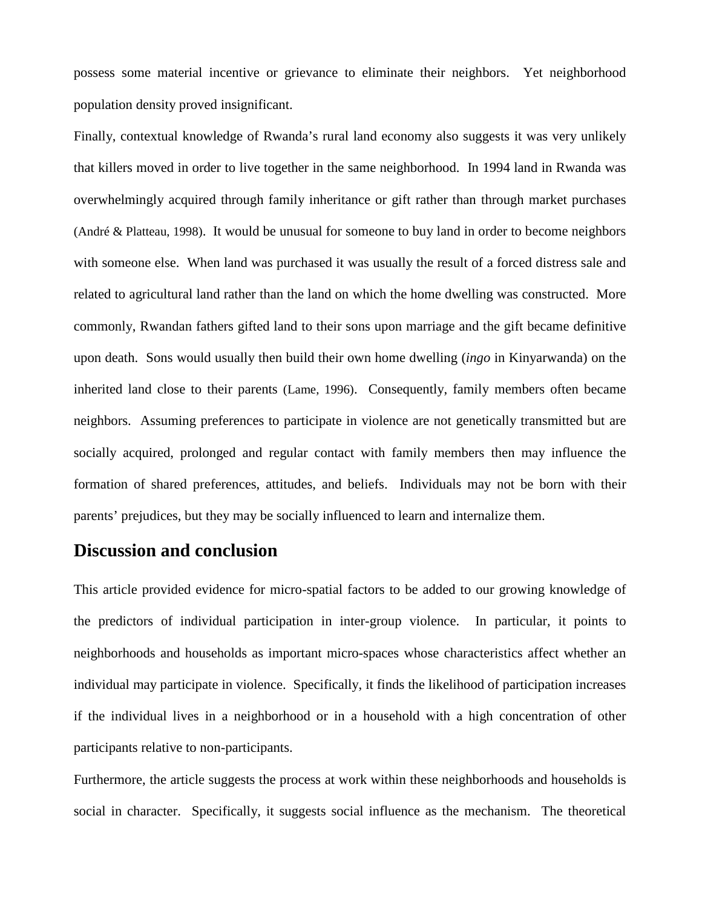possess some material incentive or grievance to eliminate their neighbors. Yet neighborhood population density proved insignificant.

Finally, contextual knowledge of Rwanda's rural land economy also suggests it was very unlikely that killers moved in order to live together in the same neighborhood. In 1994 land in Rwanda was overwhelmingly acquired through family inheritance or gift rather than through market purchases (André & Platteau, 1998). It would be unusual for someone to buy land in order to become neighbors with someone else. When land was purchased it was usually the result of a forced distress sale and related to agricultural land rather than the land on which the home dwelling was constructed. More commonly, Rwandan fathers gifted land to their sons upon marriage and the gift became definitive upon death. Sons would usually then build their own home dwelling (*ingo* in Kinyarwanda) on the inherited land close to their parents (Lame, 1996). Consequently, family members often became neighbors. Assuming preferences to participate in violence are not genetically transmitted but are socially acquired, prolonged and regular contact with family members then may influence the formation of shared preferences, attitudes, and beliefs. Individuals may not be born with their parents' prejudices, but they may be socially influenced to learn and internalize them.

## Discussion and conclusion

This article provided evidence for micro-spatial factors to be added to our growing knowledge of the predictors of individual participation in inter-group violence. In particular, it points to neighborhoods and households as important micro-spaces whose characteristics affect whether an individual may participate in violence. Specifically, it finds the likelihood of participation increases if the individual lives in a neighborhood or in a household with a high concentration of other participants relative to non-participants.

Furthermore, the article suggests the process at work within these neighborhoods and households is social in character. Specifically, it suggests social influence as the mechanism. The theoretical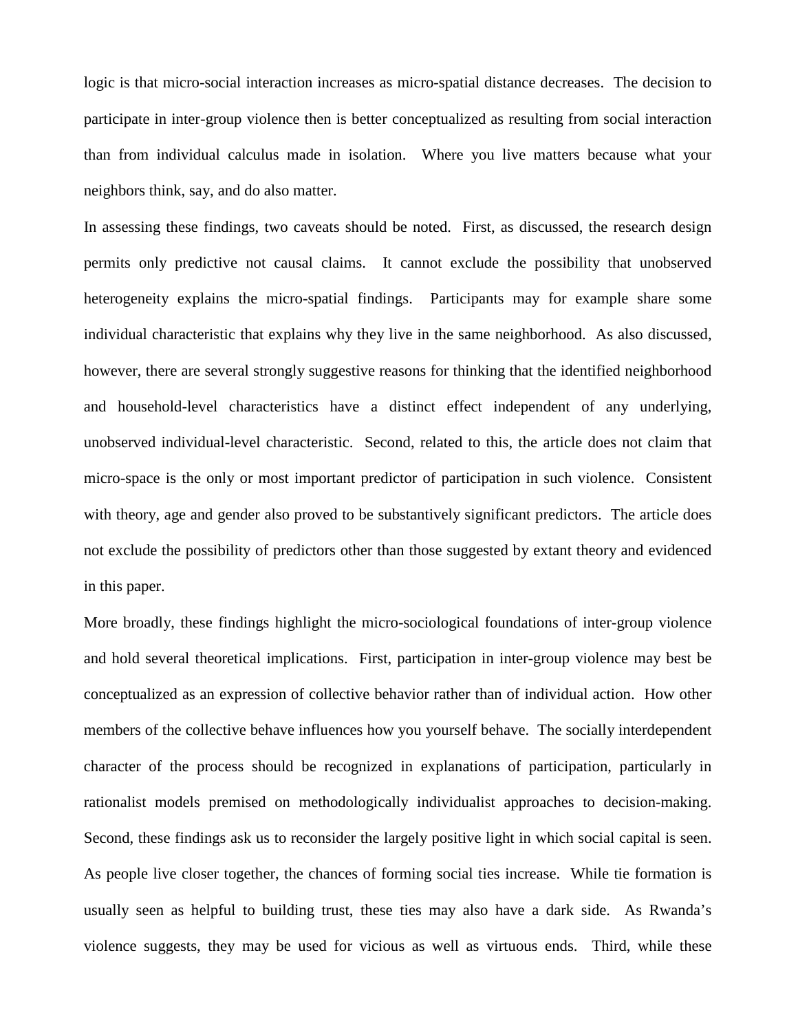logic is that micro-social interaction increases as micro-spatial distance decreases. The decision to participate in inter-group violence then is better conceptualized as resulting from social interaction than from individual calculus made in isolation. Where you live matters because what your neighbors think, say, and do also matter.

In assessing these findings, two caveats should be noted. First, as discussed, the research design permits only predictive not causal claims. It cannot exclude the possibility that unobserved heterogeneity explains the micro-spatial findings. Participants may for example share some individual characteristic that explains why they live in the same neighborhood. As also discussed, however, there are several strongly suggestive reasons for thinking that the identified neighborhood and household-level characteristics have a distinct effect independent of any underlying, unobserved individual-level characteristic. Second, related to this, the article does not claim that micro-space is the only or most important predictor of participation in such violence. Consistent with theory, age and gender also proved to be substantively significant predictors. The article does not exclude the possibility of predictors other than those suggested by extant theory and evidenced in this paper.

More broadly, these findings highlight the micro-sociological foundations of inter-group violence and hold several theoretical implications. First, participation in inter-group violence may best be conceptualized as an expression of collective behavior rather than of individual action. How other members of the collective behave influences how you yourself behave. The socially interdependent character of the process should be recognized in explanations of participation, particularly in rationalist models premised on methodologically individualist approaches to decision-making. Second, these findings ask us to reconsider the largely positive light in which social capital is seen. As people live closer together, the chances of forming social ties increase. While tie formation is usually seen as helpful to building trust, these ties may also have a dark side. As Rwanda's violence suggests, they may be used for vicious as well as virtuous ends. Third, while these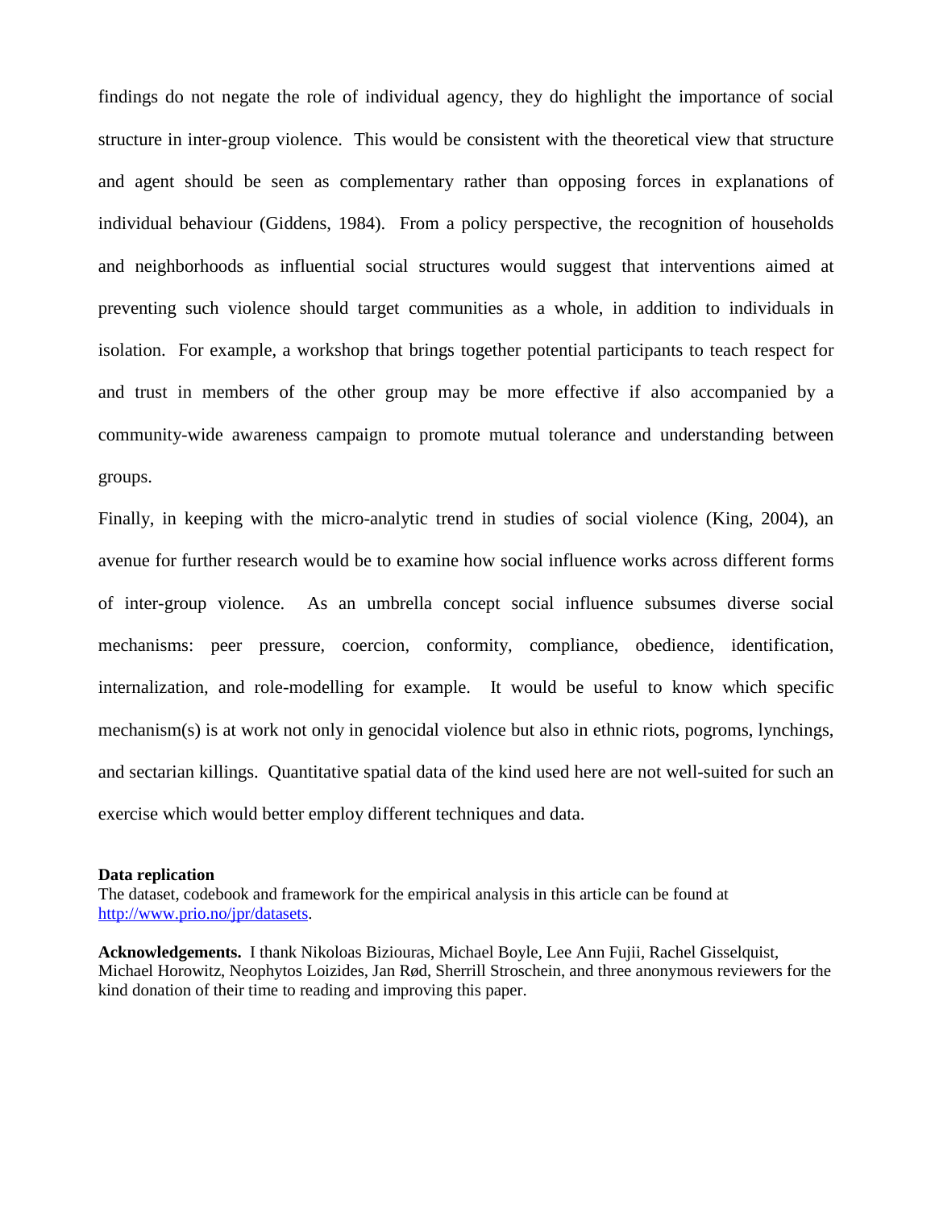findings do not negate the role of individual agency, they do highlight the importance of social structure in inter-group violence. This would be consistent with the theoretical view that structure and agent should be seen as complementary rather than opposing forces in explanations of individual behaviour (Giddens, 1984). From a policy perspective, the recognition of households and neighborhoods as influential social structures would suggest that interventions aimed at preventing such violence should target communities as a whole, in addition to individuals in isolation. For example, a workshop that brings together potential participants to teach respect for and trust in members of the other group may be more effective if also accompanied by a community-wide awareness campaign to promote mutual tolerance and understanding between groups.

Finally, in keeping with the micro-analytic trend in studies of social violence (King, 2004), an avenue for further research would be to examine how social influence works across different forms of inter-group violence. As an umbrella concept social influence subsumes diverse social mechanisms: peer pressure, coercion, conformity, compliance, obedience, identification, internalization, and role-modelling for example. It would be useful to know which specific mechanism(s) is at work not only in genocidal violence but also in ethnic riots, pogroms, lynchings, and sectarian killings. Quantitative spatial data of the kind used here are not well-suited for such an exercise which would better employ different techniques and data.

**Data replication**

The dataset, codebook and framework for the empirical analysis in this article can be found at http://www.prio.no/jpr/datasets.

**Acknowledgements.** I thank Nikoloas Biziouras, Michael Boyle, Lee Ann Fujii, Rachel Gisselquist, Michael Horowitz, Neophytos Loizides, Jan Rød, Sherrill Stroschein, and three anonymous reviewers for the kind donation of their time to reading and improving this paper.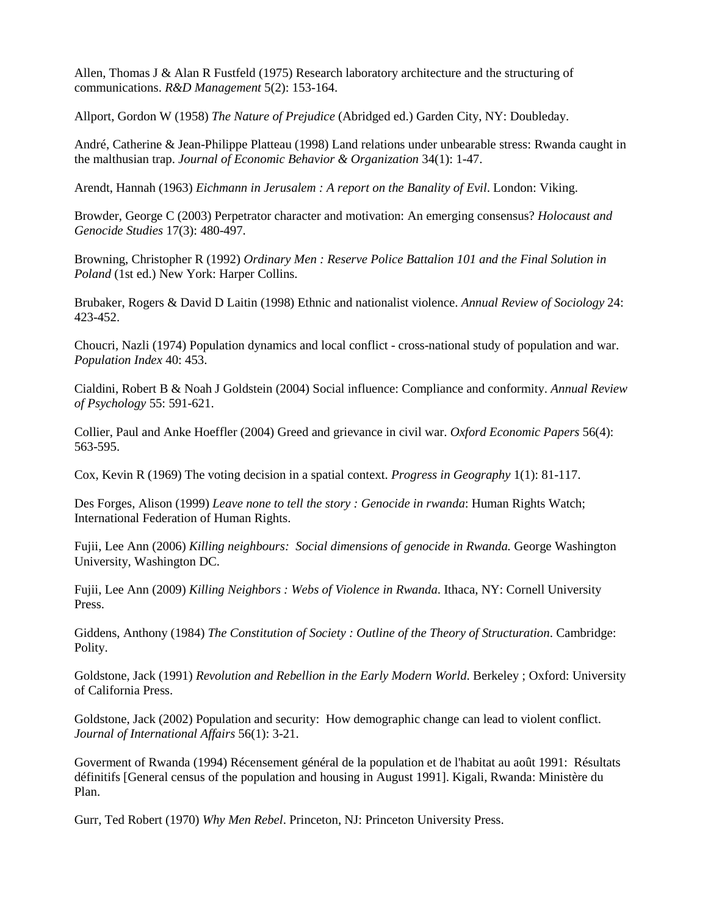Allen, Thomas J & Alan R Fustfeld (1975) Research laboratory architecture and the structuring of communications. *R&D Management* 5(2): 153-164.

Allport, Gordon W (1958) *The Nature of Prejudice* (Abridged ed.) Garden City, NY: Doubleday.

André, Catherine & Jean-Philippe Platteau (1998) Land relations under unbearable stress: Rwanda caught in the malthusian trap. *Journal of Economic Behavior & Organization* 34(1): 1-47.

Arendt, Hannah (1963) *Eichmann in Jerusalem : A report on the Banality of Evil*. London: Viking.

Browder, George C (2003) Perpetrator character and motivation: An emerging consensus? *Holocaust and Genocide Studies* 17(3): 480-497.

Browning, Christopher R (1992) *Ordinary Men : Reserve Police Battalion 101 and the Final Solution in Poland* (1st ed.) New York: Harper Collins.

Brubaker, Rogers & David D Laitin (1998) Ethnic and nationalist violence. *Annual Review of Sociology* 24: 423-452.

Choucri, Nazli (1974) Population dynamics and local conflict - cross-national study of population and war. *Population Index* 40: 453.

Cialdini, Robert B & Noah J Goldstein (2004) Social influence: Compliance and conformity. *Annual Review of Psychology* 55: 591-621.

Collier, Paul and Anke Hoeffler (2004) Greed and grievance in civil war. *Oxford Economic Papers* 56(4): 563-595.

Cox, Kevin R (1969) The voting decision in a spatial context. *Progress in Geography* 1(1): 81-117.

Des Forges, Alison (1999) *Leave none to tell the story : Genocide in rwanda*: Human Rights Watch; International Federation of Human Rights.

Fujii, Lee Ann (2006) *Killing neighbours: Social dimensions of genocide in Rwanda.* George Washington University, Washington DC.

Fujii, Lee Ann (2009) *Killing Neighbors : Webs of Violence in Rwanda*. Ithaca, NY: Cornell University Press.

Giddens, Anthony (1984) *The Constitution of Society : Outline of the Theory of Structuration*. Cambridge: Polity.

Goldstone, Jack (1991) *Revolution and Rebellion in the Early Modern World*. Berkeley ; Oxford: University of California Press.

Goldstone, Jack (2002) Population and security: How demographic change can lead to violent conflict. *Journal of International Affairs* 56(1): 3-21.

Goverment of Rwanda (1994) Récensement général de la population et de l'habitat au août 1991: Résultats définitifs [General census of the population and housing in August 1991]. Kigali, Rwanda: Ministère du Plan.

Gurr, Ted Robert (1970) *Why Men Rebel*. Princeton, NJ: Princeton University Press.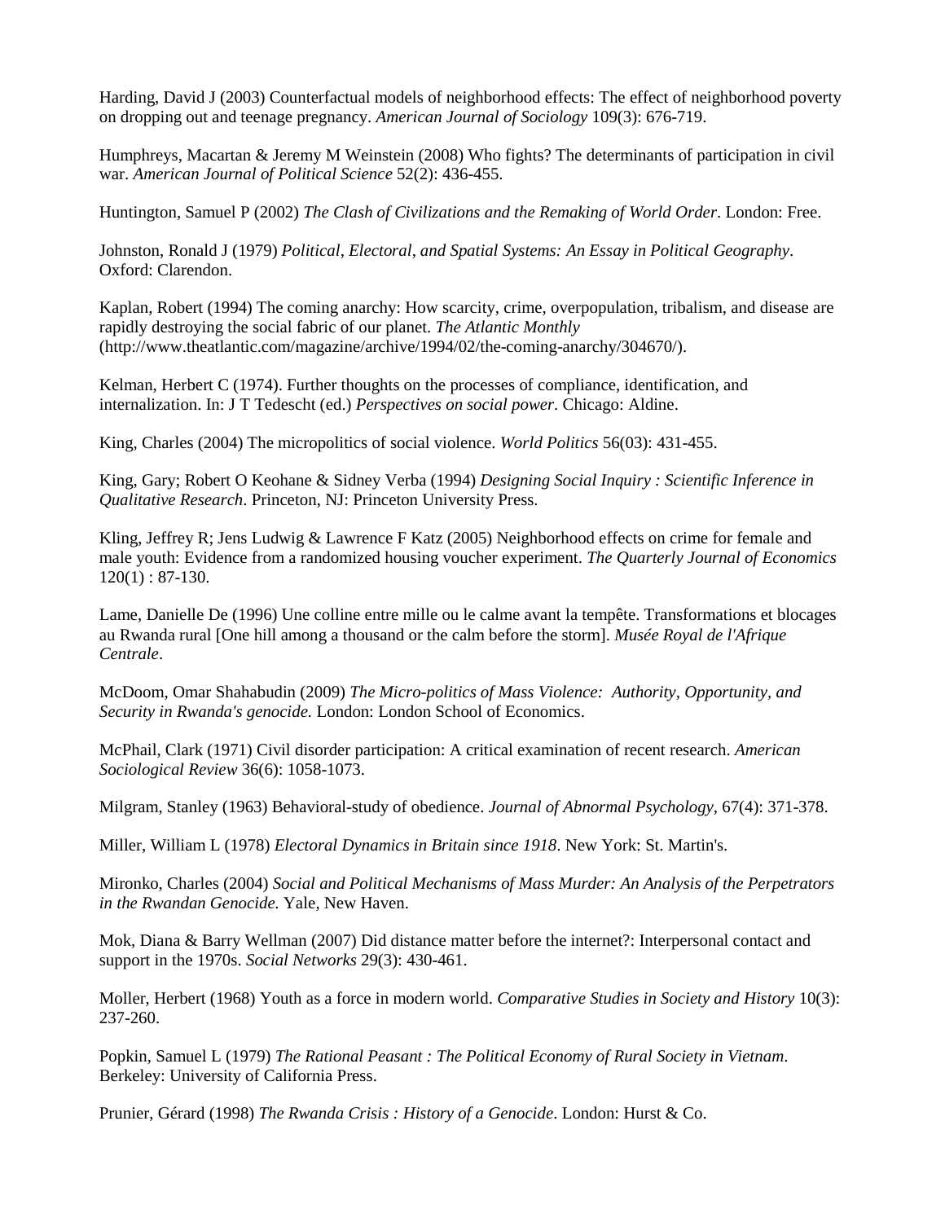Harding, David J (2003) Counterfactual models of neighborhood effects: The effect of neighborhood poverty on dropping out and teenage pregnancy. *American Journal of Sociology* 109(3): 676-719.

Humphreys, Macartan & Jeremy M Weinstein (2008) Who fights? The determinants of participation in civil war. *American Journal of Political Science* 52(2): 436-455.

Huntington, Samuel P (2002) *The Clash of Civilizations and the Remaking of World Order*. London: Free.

Johnston, Ronald J (1979) *Political, Electoral, and Spatial Systems: An Essay in Political Geography*. Oxford: Clarendon.

Kaplan, Robert (1994) The coming anarchy: How scarcity, crime, overpopulation, tribalism, and disease are rapidly destroying the social fabric of our planet. *The Atlantic Monthly* (http://www.theatlantic.com/magazine/archive/1994/02/the-coming-anarchy/304670/).

Kelman, Herbert C (1974). Further thoughts on the processes of compliance, identification, and internalization. In: J T Tedescht (ed.) *Perspectives on social power*. Chicago: Aldine.

King, Charles (2004) The micropolitics of social violence. *World Politics* 56(03): 431-455.

King, Gary; Robert O Keohane & Sidney Verba (1994) *Designing Social Inquiry : Scientific Inference in Qualitative Research*. Princeton, NJ: Princeton University Press.

Kling, Jeffrey R; Jens Ludwig & Lawrence F Katz (2005) Neighborhood effects on crime for female and male youth: Evidence from a randomized housing voucher experiment. *The Quarterly Journal of Economics* 120(1) : 87-130.

Lame, Danielle De (1996) Une colline entre mille ou le calme avant la tempête. Transformations et blocages au Rwanda rural [One hill among a thousand or the calm before the storm]. *Musée Royal de l'Afrique Centrale*.

McDoom, Omar Shahabudin (2009) *The Micro-politics of Mass Violence: Authority, Opportunity, and Security in Rwanda's genocide.* London: London School of Economics.

McPhail, Clark (1971) Civil disorder participation: A critical examination of recent research. *American Sociological Review* 36(6): 1058-1073.

Milgram, Stanley (1963) Behavioral-study of obedience. *Journal of Abnormal Psychology*, 67(4): 371-378.

Miller, William L (1978) *Electoral Dynamics in Britain since 1918*. New York: St. Martin's.

Mironko, Charles (2004) *Social and Political Mechanisms of Mass Murder: An Analysis of the Perpetrators in the Rwandan Genocide.* Yale, New Haven.

Mok, Diana & Barry Wellman (2007) Did distance matter before the internet?: Interpersonal contact and support in the 1970s. *Social Networks* 29(3): 430-461.

Moller, Herbert (1968) Youth as a force in modern world. *Comparative Studies in Society and History* 10(3): 237-260.

Popkin, Samuel L (1979) *The Rational Peasant : The Political Economy of Rural Society in Vietnam*. Berkeley: University of California Press.

Prunier, Gérard (1998) *The Rwanda Crisis : History of a Genocide*. London: Hurst & Co.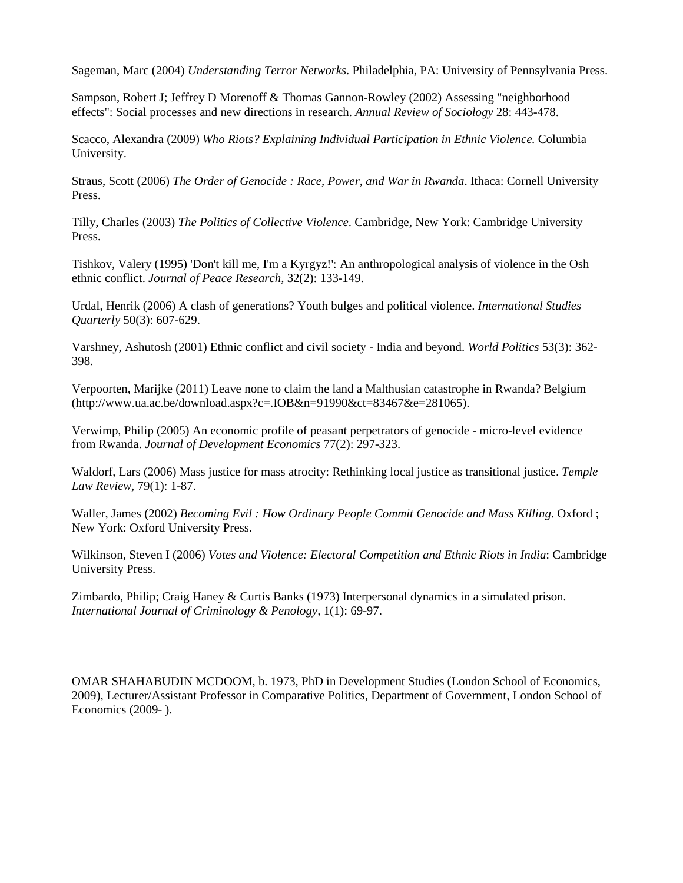Sageman, Marc (2004) *Understanding Terror Networks*. Philadelphia, PA: University of Pennsylvania Press.

Sampson, Robert J; Jeffrey D Morenoff & Thomas Gannon-Rowley (2002) Assessing "neighborhood effects": Social processes and new directions in research. *Annual Review of Sociology* 28: 443-478.

Scacco, Alexandra (2009) *Who Riots? Explaining Individual Participation in Ethnic Violence.* Columbia University.

Straus, Scott (2006) *The Order of Genocide : Race, Power, and War in Rwanda*. Ithaca: Cornell University Press.

Tilly, Charles (2003) *The Politics of Collective Violence*. Cambridge, New York: Cambridge University Press.

Tishkov, Valery (1995) 'Don't kill me, I'm a Kyrgyz!': An anthropological analysis of violence in the Osh ethnic conflict. *Journal of Peace Research,* 32(2): 133-149.

Urdal, Henrik (2006) A clash of generations? Youth bulges and political violence. *International Studies Quarterly* 50(3): 607-629.

Varshney, Ashutosh (2001) Ethnic conflict and civil society - India and beyond. *World Politics* 53(3): 362-398.

Verpoorten, Marijke (2011) Leave none to claim the land a Malthusian catastrophe in Rwanda? Belgium (http://www.ua.ac.be/download.aspx?c=.IOB&n=91990&ct=83467&e=281065).

Verwimp, Philip (2005) An economic profile of peasant perpetrators of genocide - micro-level evidence from Rwanda. *Journal of Development Economics* 77(2): 297-323.

Waldorf, Lars (2006) Mass justice for mass atrocity: Rethinking local justice as transitional justice. *Temple Law Review,* 79(1): 1-87.

Waller, James (2002) *Becoming Evil : How Ordinary People Commit Genocide and Mass Killing*. Oxford ; New York: Oxford University Press.

Wilkinson, Steven I (2006) *Votes and Violence: Electoral Competition and Ethnic Riots in India*: Cambridge University Press.

Zimbardo, Philip; Craig Haney & Curtis Banks (1973) Interpersonal dynamics in a simulated prison. *International Journal of Criminology & Penology,* 1(1): 69-97.

OMAR SHAHABUDIN MCDOOM, b. 1973, PhD in Development Studies (London School of Economics, 2009), Lecturer/Assistant Professor in Comparative Politics, Department of Government, London School of Economics (2009- ).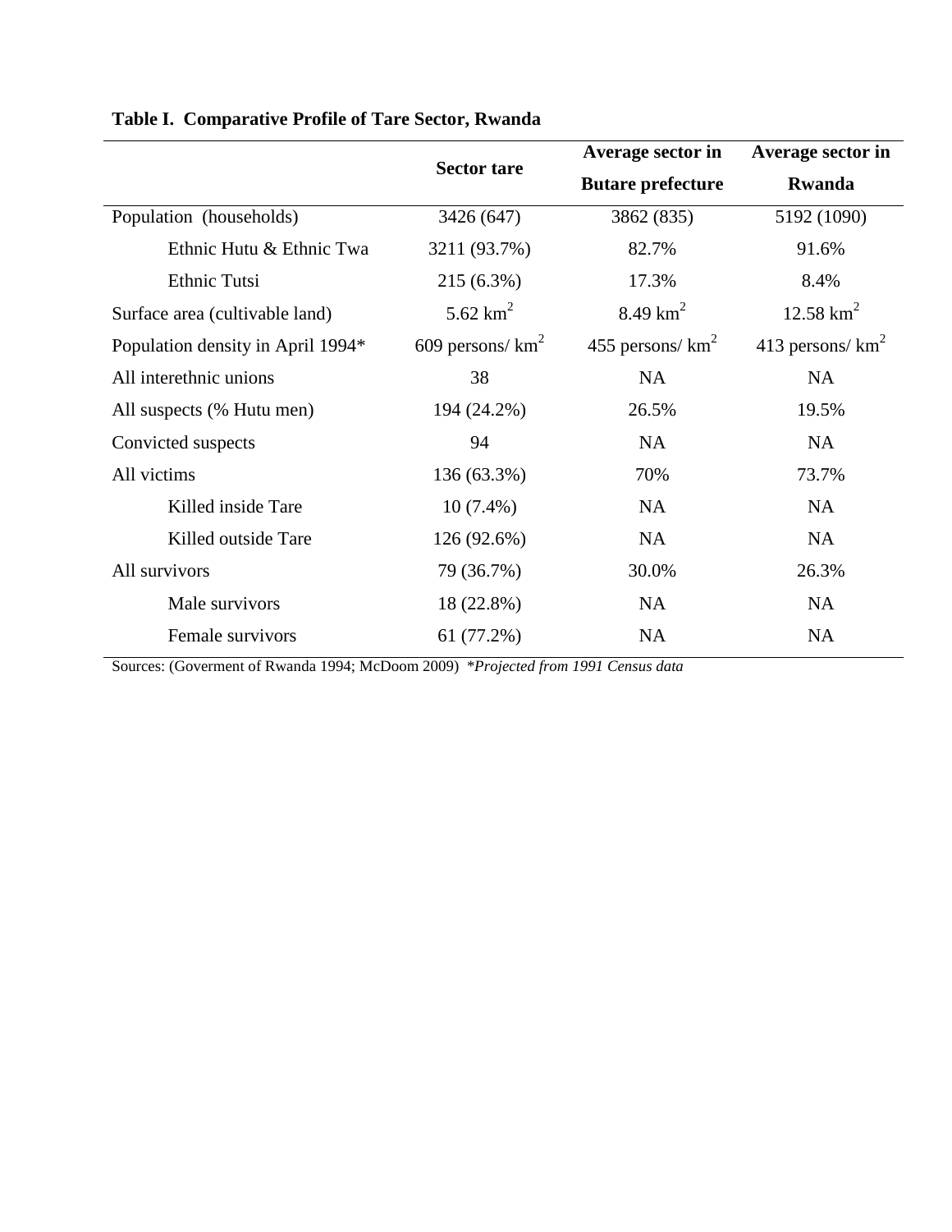**Table I. Comparative Profile of Tare Sector, Rwanda**

| | Sector tare | Average sector in Butare prefecture | Average sector in Rwanda |
|---|---|---|---|
| Population (households) | 3426 (647) | 3862 (835) | 5192 (1090) |
| Ethnic Hutu & Ethnic Twa | 3211 (93.7%) | 82.7% | 91.6% |
| Ethnic Tutsi | 215 (6.3%) | 17.3% | 8.4% |
| Surface area (cultivable land) | 5.62 $km^2$ | 8.49 $km^2$ | 12.58 $km^2$ |
| Population density in April 1994* | 609 persons/ $km^2$ | 455 persons/ $km^2$ | 413 persons/ $km^2$ |
| All interethnic unions | 38 | NA | NA |
| All suspects (% Hutu men) | 194 (24.2%) | 26.5% | 19.5% |
| Convicted suspects | 94 | NA | NA |
| All victims | 136 (63.3%) | 70% | 73.7% |
| Killed inside Tare | 10 (7.4%) | NA | NA |
| Killed outside Tare | 126 (92.6%) | NA | NA |
| All survivors | 79 (36.7%) | 30.0% | 26.3% |
| Male survivors | 18 (22.8%) | NA | NA |
| Female survivors | 61 (77.2%) | NA | NA |

Sources: (Goverment of Rwanda 1994; McDoom 2009) **Projected from 1991 Census data*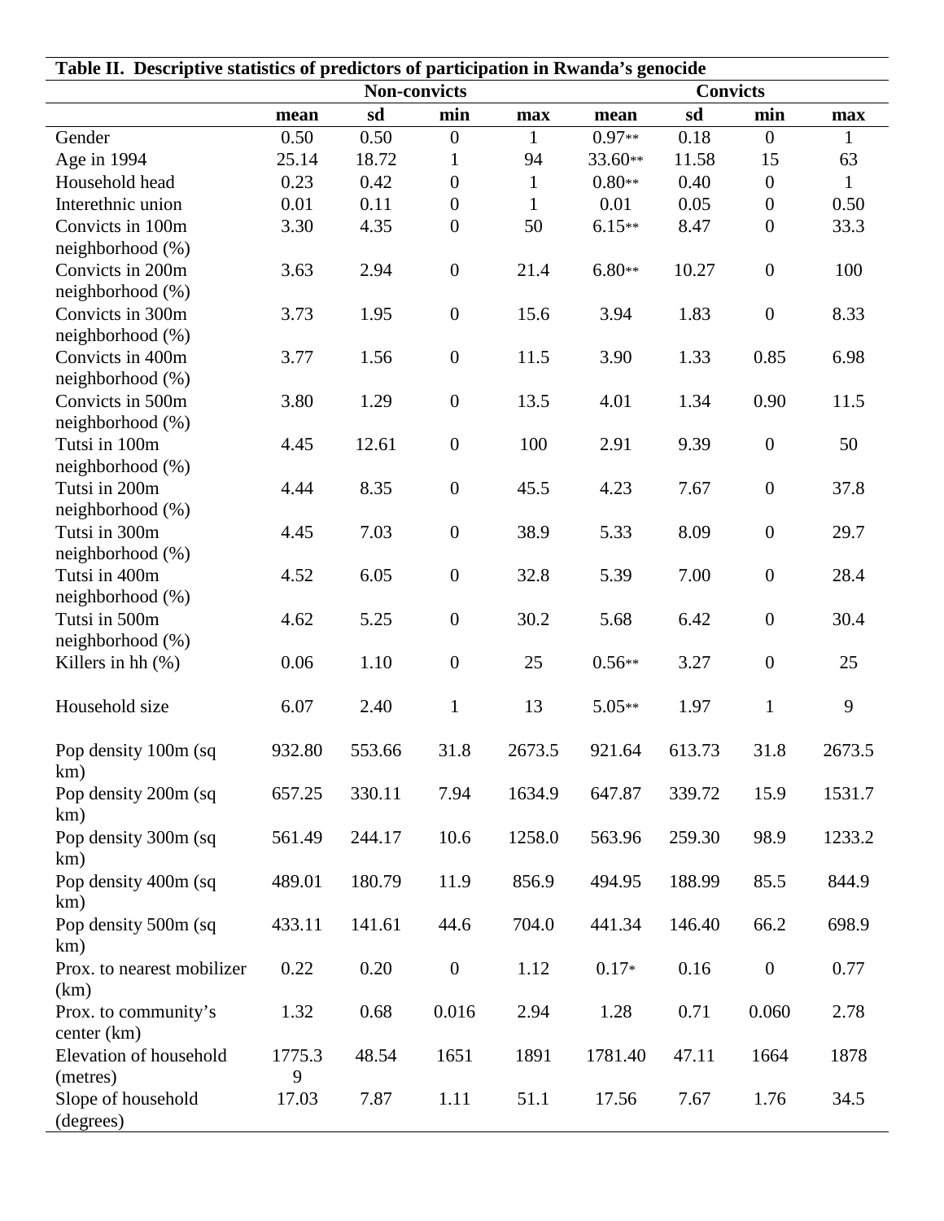**Table II. Descriptive statistics of predictors of participation in Rwanda's genocide**

| | Non-convicts | | | | Convicts | | | |
|---|---|---|---|---|---|---|---|---|
| | **mean** | **sd** | **min** | **max** | **mean** | **sd** | **min** | **max** |
| Gender | 0.50 | 0.50 | 0 | 1 | 0.97** | 0.18 | 0 | 1 |
| Age in 1994 | 25.14 | 18.72 | 1 | 94 | 33.60** | 11.58 | 15 | 63 |
| Household head | 0.23 | 0.42 | 0 | 1 | 0.80** | 0.40 | 0 | 1 |
| Interethnic union | 0.01 | 0.11 | 0 | 1 | 0.01 | 0.05 | 0 | 0.50 |
| Convicts in 100m neighborhood (%) | 3.30 | 4.35 | 0 | 50 | 6.15** | 8.47 | 0 | 33.3 |
| Convicts in 200m neighborhood (%) | 3.63 | 2.94 | 0 | 21.4 | 6.80** | 10.27 | 0 | 100 |
| Convicts in 300m neighborhood (%) | 3.73 | 1.95 | 0 | 15.6 | 3.94 | 1.83 | 0 | 8.33 |
| Convicts in 400m neighborhood (%) | 3.77 | 1.56 | 0 | 11.5 | 3.90 | 1.33 | 0.85 | 6.98 |
| Convicts in 500m neighborhood (%) | 3.80 | 1.29 | 0 | 13.5 | 4.01 | 1.34 | 0.90 | 11.5 |
| Tutsi in 100m neighborhood (%) | 4.45 | 12.61 | 0 | 100 | 2.91 | 9.39 | 0 | 50 |
| Tutsi in 200m neighborhood (%) | 4.44 | 8.35 | 0 | 45.5 | 4.23 | 7.67 | 0 | 37.8 |
| Tutsi in 300m neighborhood (%) | 4.45 | 7.03 | 0 | 38.9 | 5.33 | 8.09 | 0 | 29.7 |
| Tutsi in 400m neighborhood (%) | 4.52 | 6.05 | 0 | 32.8 | 5.39 | 7.00 | 0 | 28.4 |
| Tutsi in 500m neighborhood (%) | 4.62 | 5.25 | 0 | 30.2 | 5.68 | 6.42 | 0 | 30.4 |
| Killers in hh (%) | 0.06 | 1.10 | 0 | 25 | 0.56** | 3.27 | 0 | 25 |
| Household size | 6.07 | 2.40 | 1 | 13 | 5.05** | 1.97 | 1 | 9 |
| Pop density 100m (sq km) | 932.80 | 553.66 | 31.8 | 2673.5 | 921.64 | 613.73 | 31.8 | 2673.5 |
| Pop density 200m (sq km) | 657.25 | 330.11 | 7.94 | 1634.9 | 647.87 | 339.72 | 15.9 | 1531.7 |
| Pop density 300m (sq km) | 561.49 | 244.17 | 10.6 | 1258.0 | 563.96 | 259.30 | 98.9 | 1233.2 |
| Pop density 400m (sq km) | 489.01 | 180.79 | 11.9 | 856.9 | 494.95 | 188.99 | 85.5 | 844.9 |
| Pop density 500m (sq km) | 433.11 | 141.61 | 44.6 | 704.0 | 441.34 | 146.40 | 66.2 | 698.9 |
| Prox. to nearest mobilizer (km) | 0.22 | 0.20 | 0 | 1.12 | 0.17* | 0.16 | 0 | 0.77 |
| Prox. to community's center (km) | 1.32 | 0.68 | 0.016 | 2.94 | 1.28 | 0.71 | 0.060 | 2.78 |
| Elevation of household (metres) | 1775.39 | 48.54 | 1651 | 1891 | 1781.40 | 47.11 | 1664 | 1878 |
| Slope of household (degrees) | 17.03 | 7.87 | 1.11 | 51.1 | 17.56 | 7.67 | 1.76 | 34.5 |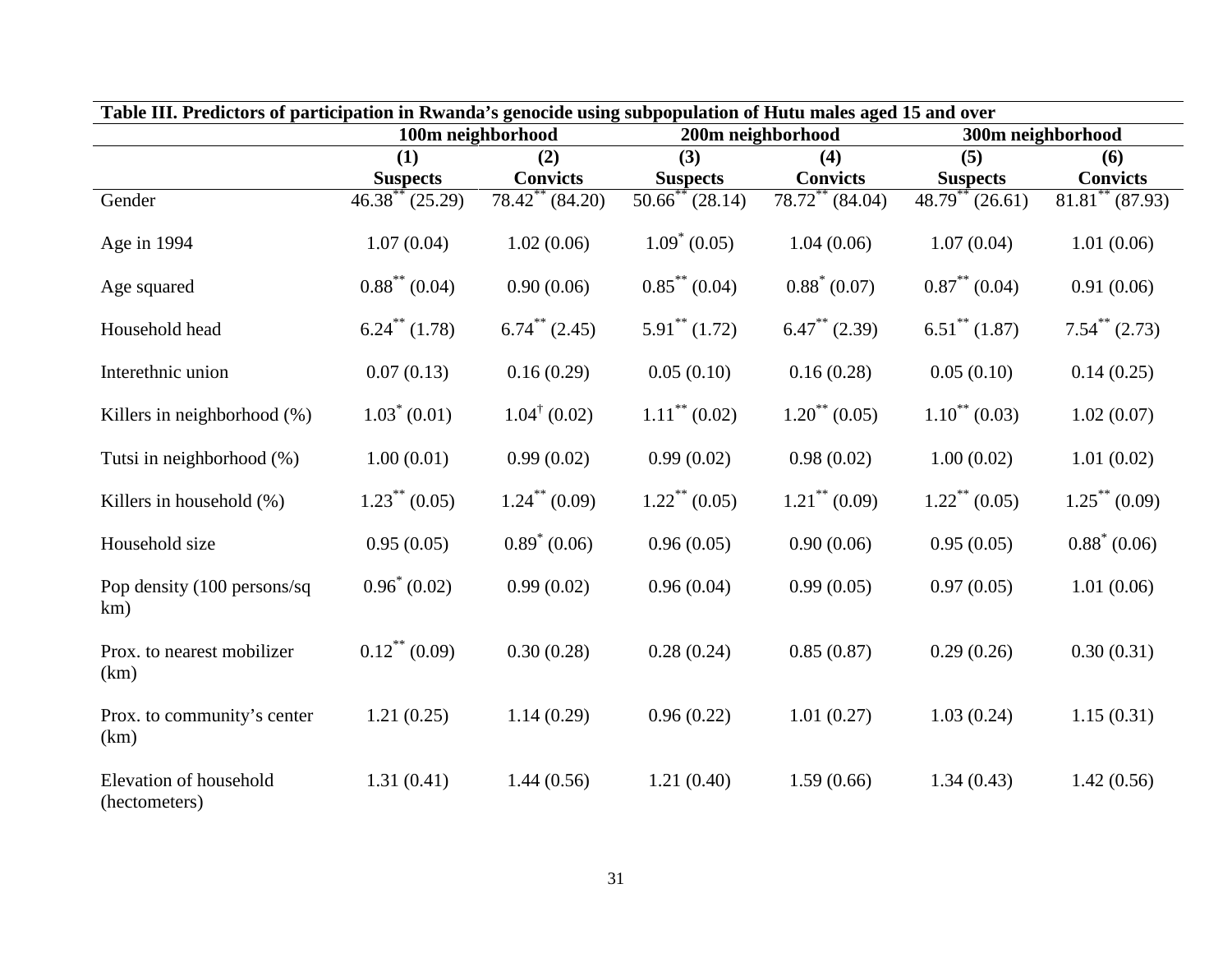**Table III. Predictors of participation in Rwanda's genocide using subpopulation of Hutu males aged 15 and over**

| | 100m neighborhood | | 200m neighborhood | | 300m neighborhood | |
|---|---|---|---|---|---|---|
| | (1) | (2) | (3) | (4) | (5) | (6) |
| | **Suspects** | **Convicts** | **Suspects** | **Convicts** | **Suspects** | **Convicts** |
| Gender | $46.38^{**}$ (25.29) | $78.42^{**}$ (84.20) | $50.66^{**}$ (28.14) | $78.72^{**}$ (84.04) | $48.79^{**}$ (26.61) | $81.81^{**}$ (87.93) |
| Age in 1994 | 1.07 (0.04) | 1.02 (0.06) | $1.09^{*}$ (0.05) | 1.04 (0.06) | 1.07 (0.04) | 1.01 (0.06) |
| Age squared | $0.88^{**}$ (0.04) | 0.90 (0.06) | $0.85^{**}$ (0.04) | $0.88^{*}$ (0.07) | $0.87^{**}$ (0.04) | 0.91 (0.06) |
| Household head | $6.24^{**}$ (1.78) | $6.74^{**}$ (2.45) | $5.91^{**}$ (1.72) | $6.47^{**}$ (2.39) | $6.51^{**}$ (1.87) | $7.54^{**}$ (2.73) |
| Interethnic union | 0.07 (0.13) | 0.16 (0.29) | 0.05 (0.10) | 0.16 (0.28) | 0.05 (0.10) | 0.14 (0.25) |
| Killers in neighborhood (%) | $1.03^{*}$ (0.01) | $1.04^{\dagger}$ (0.02) | $1.11^{**}$ (0.02) | $1.20^{**}$ (0.05) | $1.10^{**}$ (0.03) | 1.02 (0.07) |
| Tutsi in neighborhood (%) | 1.00 (0.01) | 0.99 (0.02) | 0.99 (0.02) | 0.98 (0.02) | 1.00 (0.02) | 1.01 (0.02) |
| Killers in household (%) | $1.23^{**}$ (0.05) | $1.24^{**}$ (0.09) | $1.22^{**}$ (0.05) | $1.21^{**}$ (0.09) | $1.22^{**}$ (0.05) | $1.25^{**}$ (0.09) |
| Household size | 0.95 (0.05) | $0.89^{*}$ (0.06) | 0.96 (0.05) | 0.90 (0.06) | 0.95 (0.05) | $0.88^{*}$ (0.06) |
| Pop density (100 persons/sq km) | $0.96^{*}$ (0.02) | 0.99 (0.02) | 0.96 (0.04) | 0.99 (0.05) | 0.97 (0.05) | 1.01 (0.06) |
| Prox. to nearest mobilizer (km) | $0.12^{**}$ (0.09) | 0.30 (0.28) | 0.28 (0.24) | 0.85 (0.87) | 0.29 (0.26) | 0.30 (0.31) |
| Prox. to community's center (km) | 1.21 (0.25) | 1.14 (0.29) | 0.96 (0.22) | 1.01 (0.27) | 1.03 (0.24) | 1.15 (0.31) |
| Elevation of household (hectometers) | 1.31 (0.41) | 1.44 (0.56) | 1.21 (0.40) | 1.59 (0.66) | 1.34 (0.43) | 1.42 (0.56) |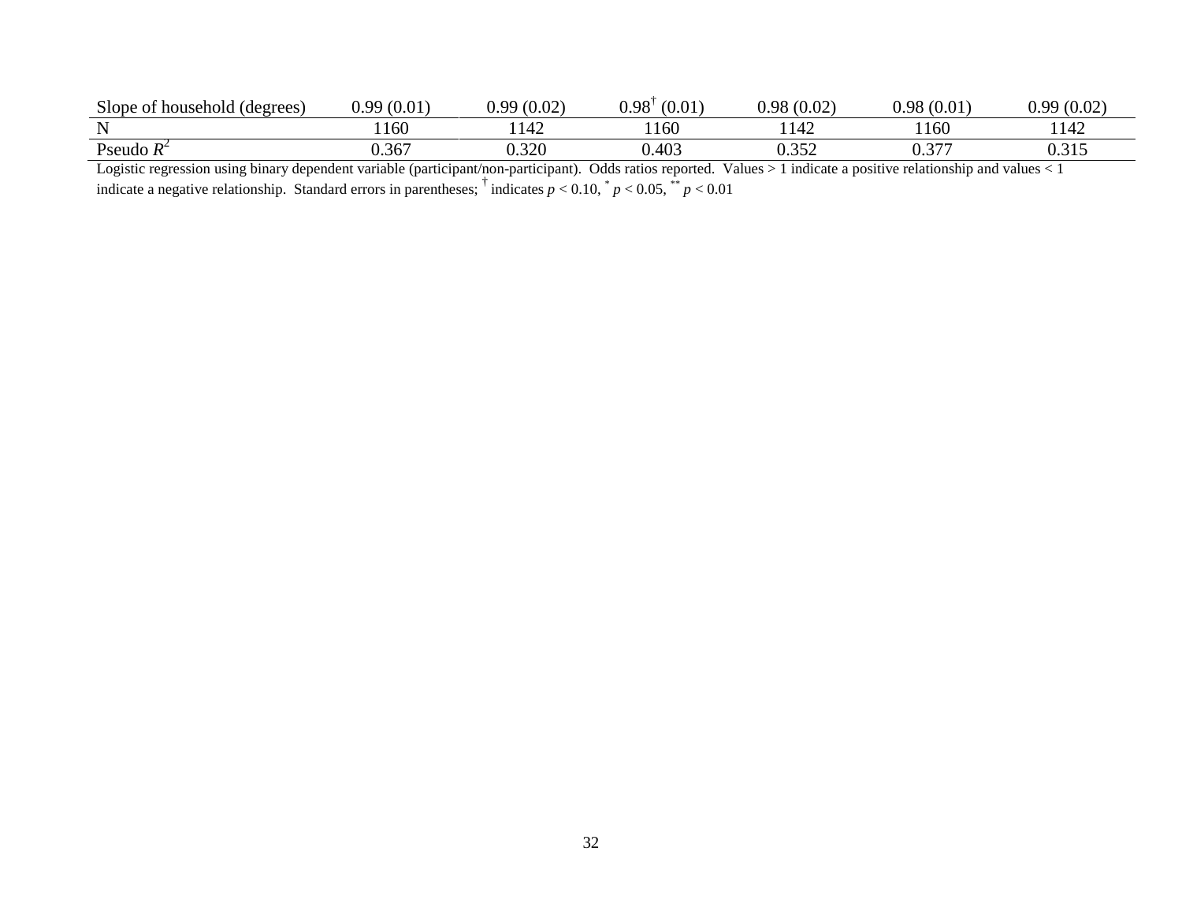| | | | | | | |
|---|---|---|---|---|---|---|
| Slope of household (degrees) | 0.99 (0.01) | 0.99 (0.02) | 0.98$^{\dagger}$ (0.01) | 0.98 (0.02) | 0.98 (0.01) | 0.99 (0.02) |
| N | 1160 | 1142 | 1160 | 1142 | 1160 | 1142 |
| Pseudo $R^2$ | 0.367 | 0.320 | 0.403 | 0.352 | 0.377 | 0.315 |

Logistic regression using binary dependent variable (participant/non-participant). Odds ratios reported. Values > 1 indicate a positive relationship and values < 1 indicate a negative relationship. Standard errors in parentheses; $^{\dagger}$ indicates $p < 0.10$, $^{*}$ $p < 0.05$, $^{**}$ $p < 0.01$